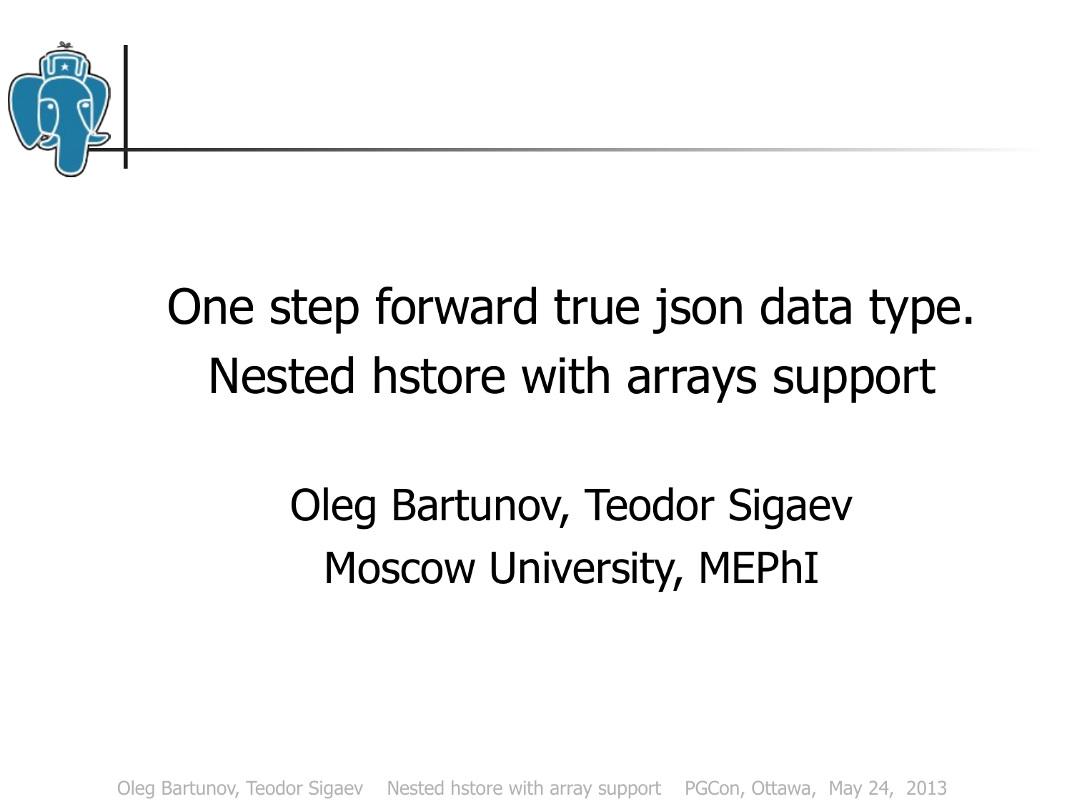# One step forward true json data type. Nested hstore with arrays support

Oleg Bartunov, Teodor Sigaev

Moscow University, MEPhI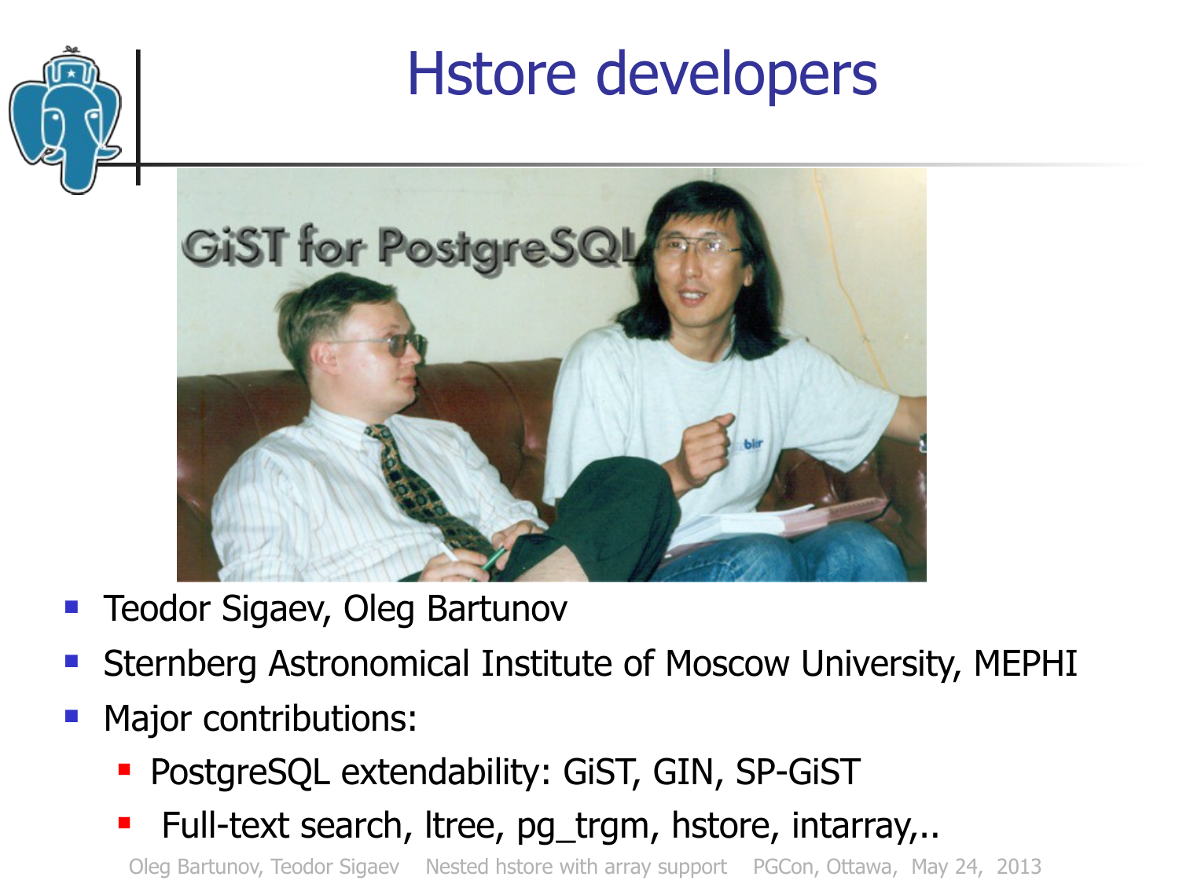# Hstore developers

- Teodor Sigaev, Oleg Bartunov
- Sternberg Astronomical Institute of Moscow University, MEPHI
- Major contributions:
  - PostgreSQL extendability: GiST, GIN, SP-GiST
  - Full-text search, ltree, pg_trgm, hstore, intarray,..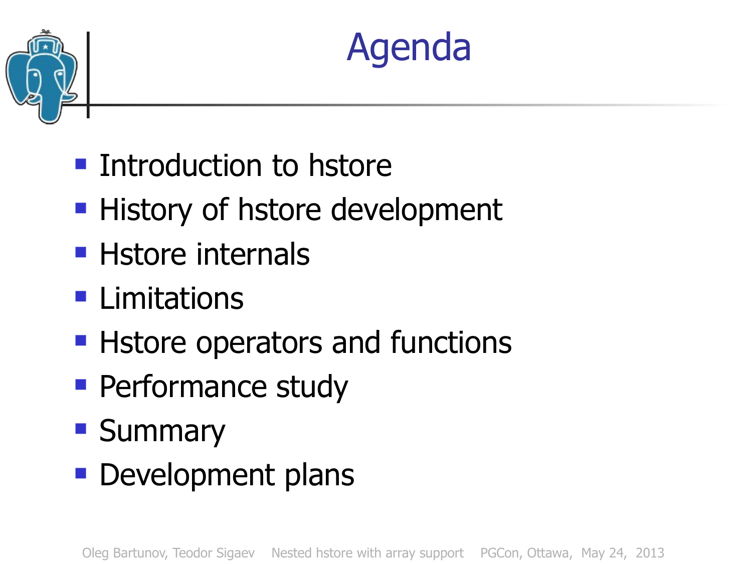# Agenda

- Introduction to hstore
- History of hstore development
- Hstore internals
- Limitations
- Hstore operators and functions
- Performance study
- Summary
- Development plans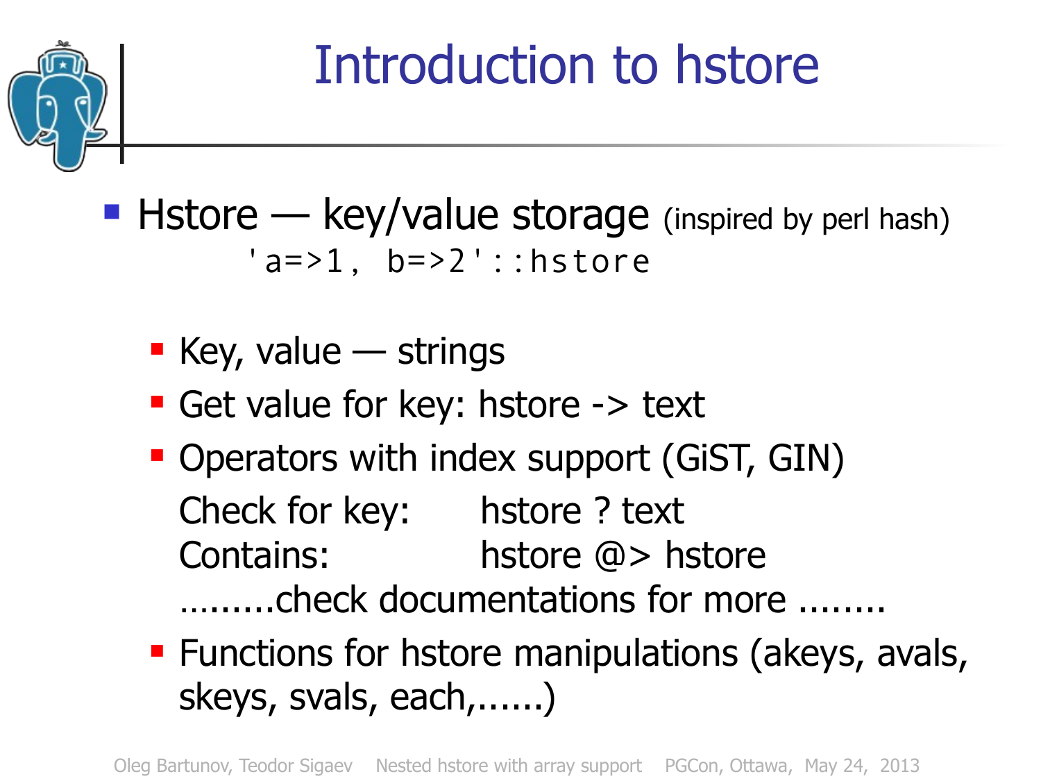# Introduction to hstore

- Hstore — key/value storage (inspired by perl hash)

  ```
  'a=>1, b=>2'::hstore
  ```

  - Key, value — strings
  - Get value for key: hstore -> text
  - Operators with index support (GiST, GIN)

    Check for key: hstore ? text

    Contains: hstore @> hstore

    .........check documentations for more ........
  - Functions for hstore manipulations (akeys, avals, skeys, svals, each,......)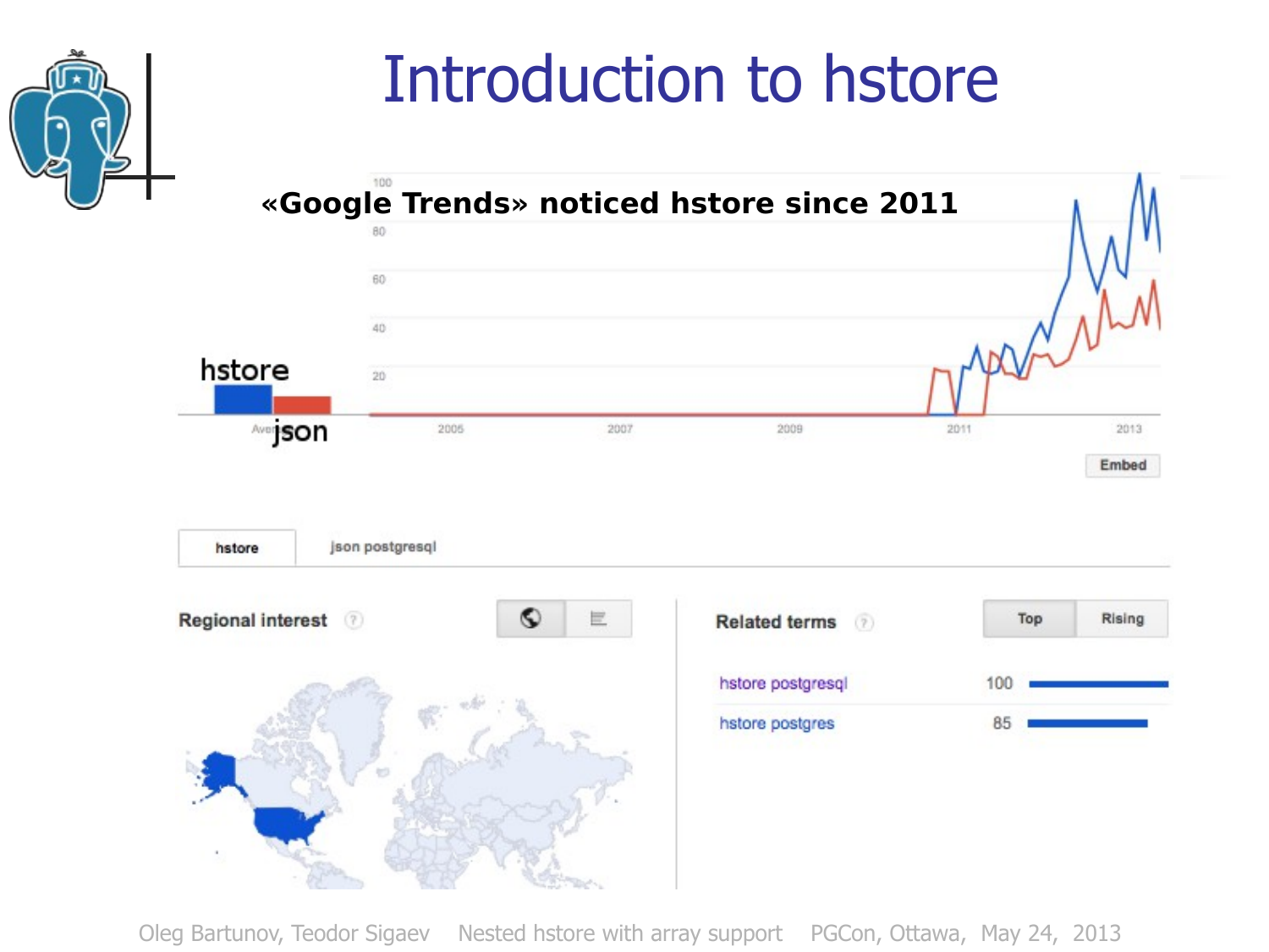# Introduction to hstore

**«Google Trends» noticed hstore since 2011**

hstore

json

| | |
|---|---|
| hstore | json postgresql |

Regional interest

Related terms

Top | Rising

| Term | Value |
|---|---|
| hstore postgresql | 100 |
| hstore postgres | 85 |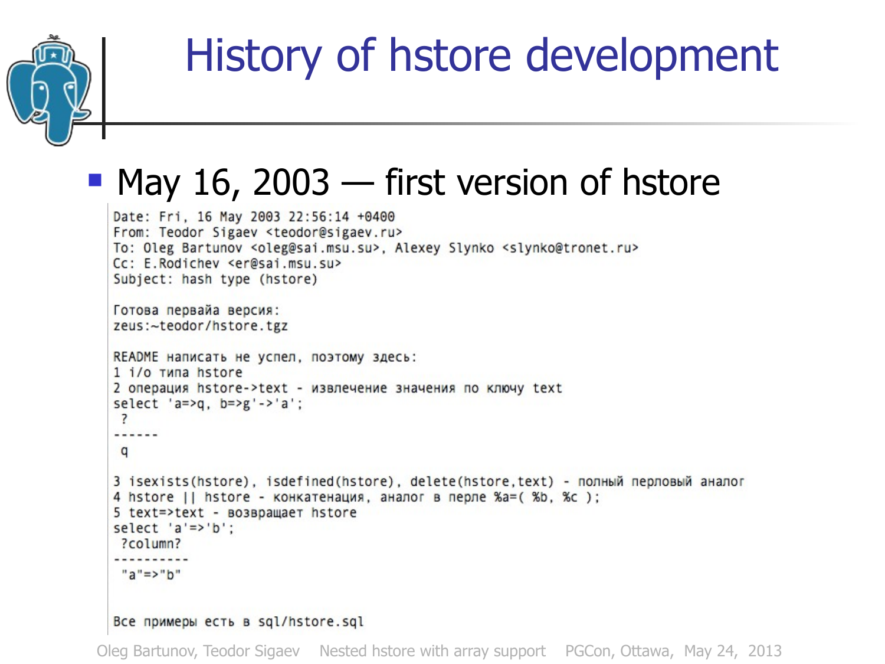# History of hstore development

- May 16, 2003 — first version of hstore

```
Date: Fri, 16 May 2003 22:56:14 +0400
From: Teodor Sigaev <teodor@sigaev.ru>
To: Oleg Bartunov <oleg@sai.msu.su>, Alexey Slynko <slynko@tronet.ru>
Cc: E.Rodichev <er@sai.msu.su>
Subject: hash type (hstore)

Готова первайа версия:
zeus:~teodor/hstore.tgz

README написать не успел, поэтому здесь:
1 i/o типа hstore
2 операция hstore->text - извлечение значения по ключу text
select 'a=>q, b=>g'->'a';
 ?
------
 q

3 isexists(hstore), isdefined(hstore), delete(hstore,text) - полный перловый аналог
4 hstore || hstore - конкатенация, аналог в перле %a=( %b, %c );
5 text=>text - возвращает hstore
select 'a'=>'b';
 ?column?
----------
 "a"=>"b"


Все примеры есть в sql/hstore.sql
```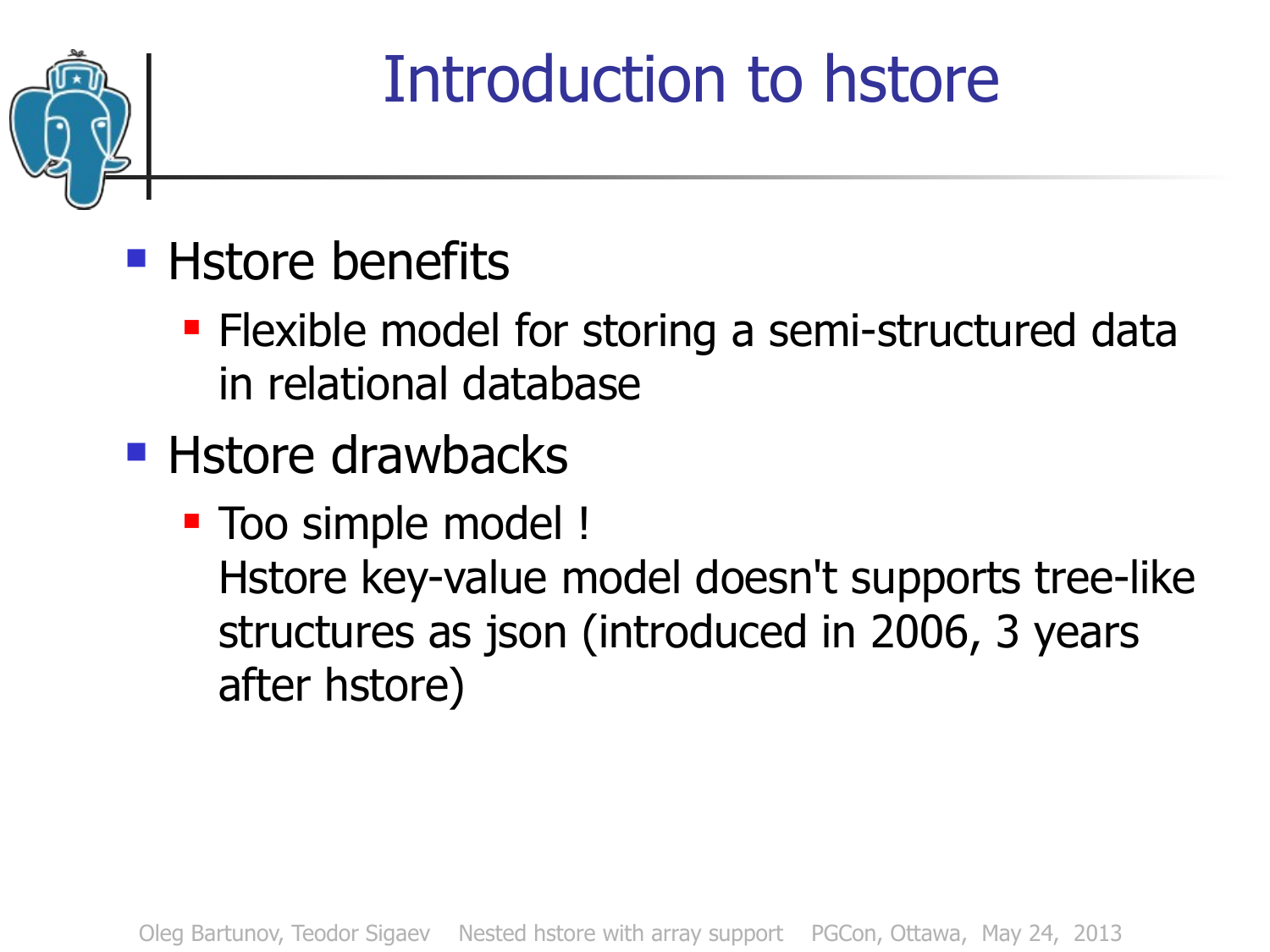# Introduction to hstore

- Hstore benefits
  - Flexible model for storing a semi-structured data in relational database
- Hstore drawbacks
  - Too simple model !
    Hstore key-value model doesn't supports tree-like structures as json (introduced in 2006, 3 years after hstore)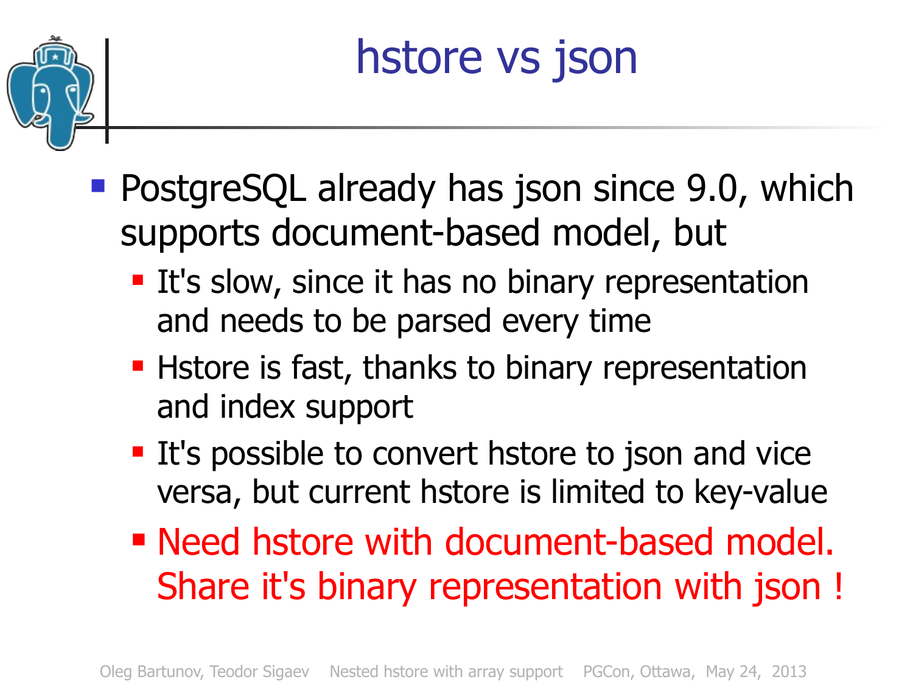# hstore vs json

- PostgreSQL already has json since 9.0, which supports document-based model, but
  - It's slow, since it has no binary representation and needs to be parsed every time
  - Hstore is fast, thanks to binary representation and index support
  - It's possible to convert hstore to json and vice versa, but current hstore is limited to key-value
  - Need hstore with document-based model. Share it's binary representation with json !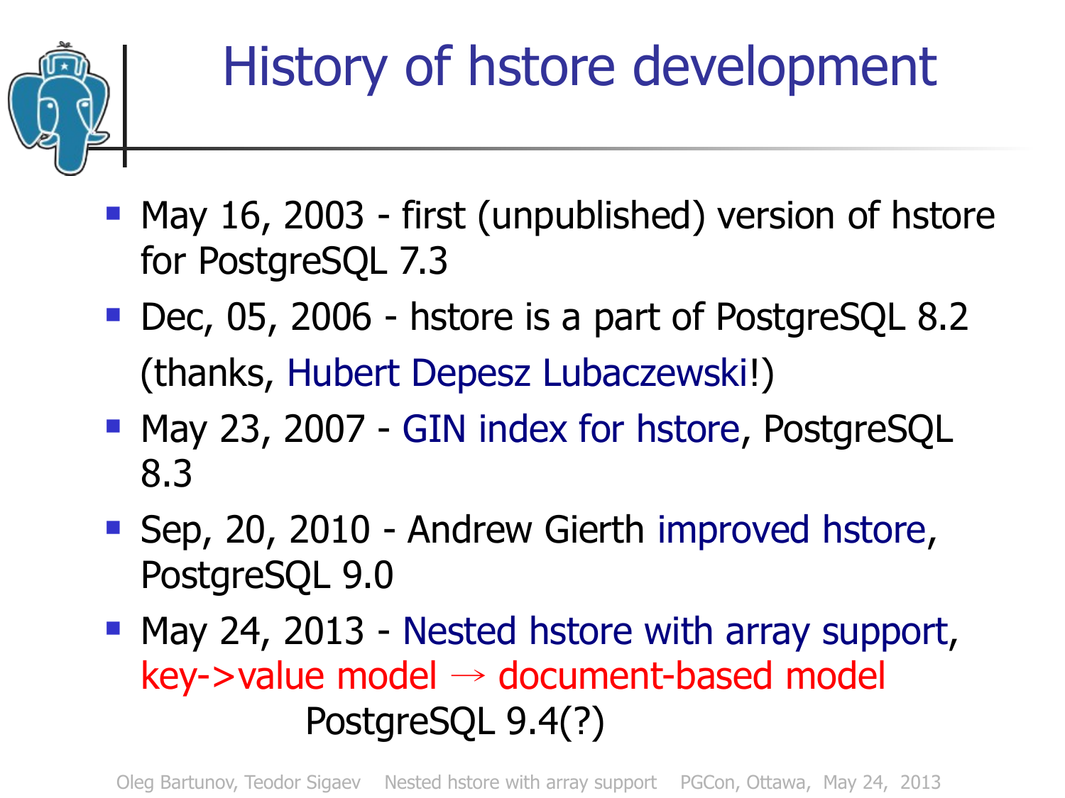# History of hstore development

- May 16, 2003 - first (unpublished) version of hstore for PostgreSQL 7.3
- Dec, 05, 2006 - hstore is a part of PostgreSQL 8.2 (thanks, Hubert Depesz Lubaczewski!)
- May 23, 2007 - GIN index for hstore, PostgreSQL 8.3
- Sep, 20, 2010 - Andrew Gierth improved hstore, PostgreSQL 9.0
- May 24, 2013 - Nested hstore with array support, key->value model → document-based model
  PostgreSQL 9.4(?)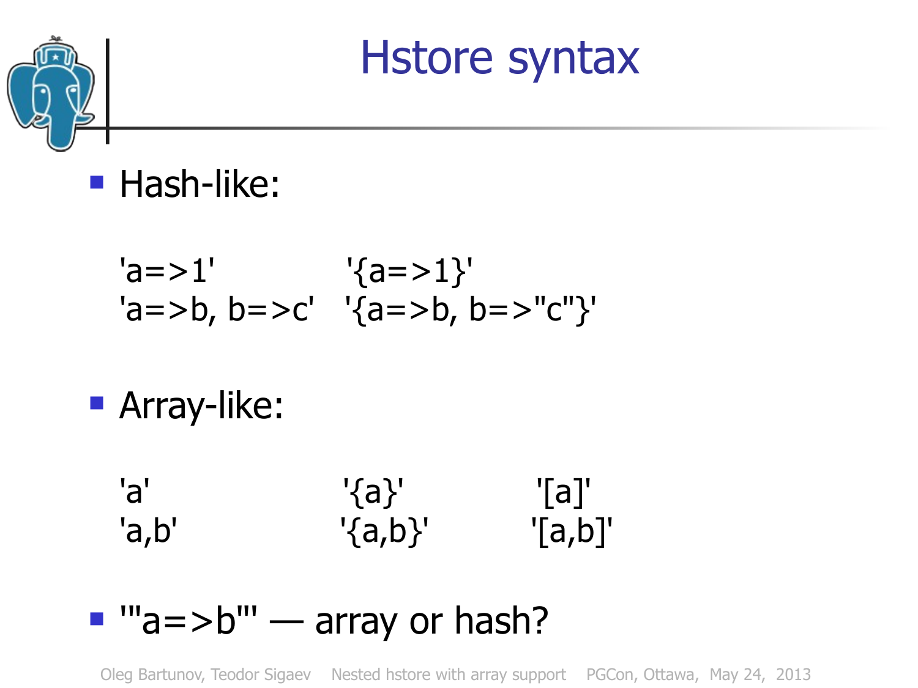# Hstore syntax

- Hash-like:

```
'a=>1'            '{a=>1}'
'a=>b, b=>c'   '{a=>b, b=>"c"}'
```

- Array-like:

```
'a'               '{a}'          '[a]'
'a,b'             '{a,b}'        '[a,b]'
```

- '"a=>b"' — array or hash?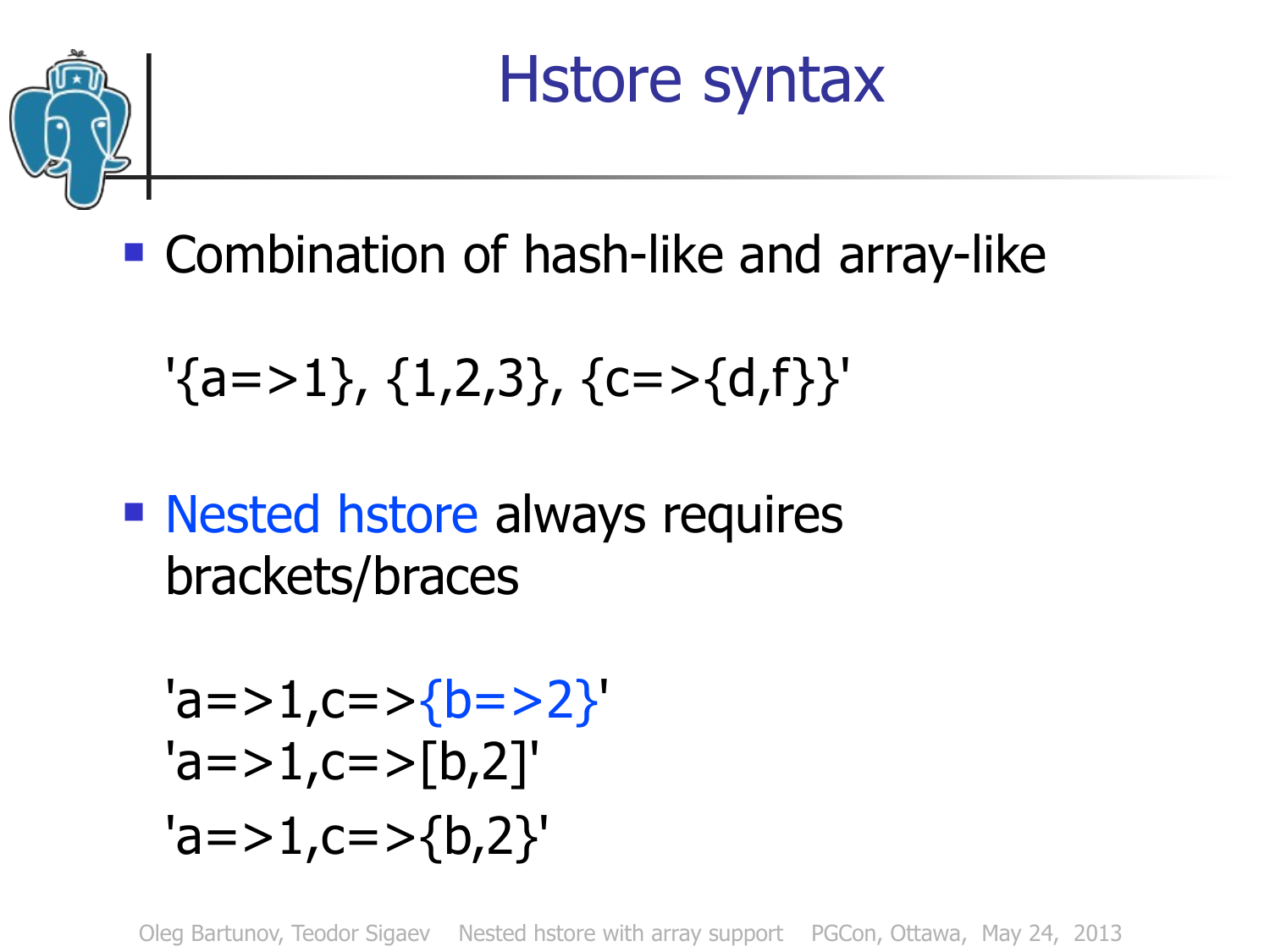# Hstore syntax

- Combination of hash-like and array-like

  ```
  '{a=>1}, {1,2,3}, {c=>{d,f}}'
  ```

- Nested hstore always requires brackets/braces

  ```
  'a=>1,c=>{b=>2}'
  'a=>1,c=>[b,2]'
  'a=>1,c=>{b,2}'
  ```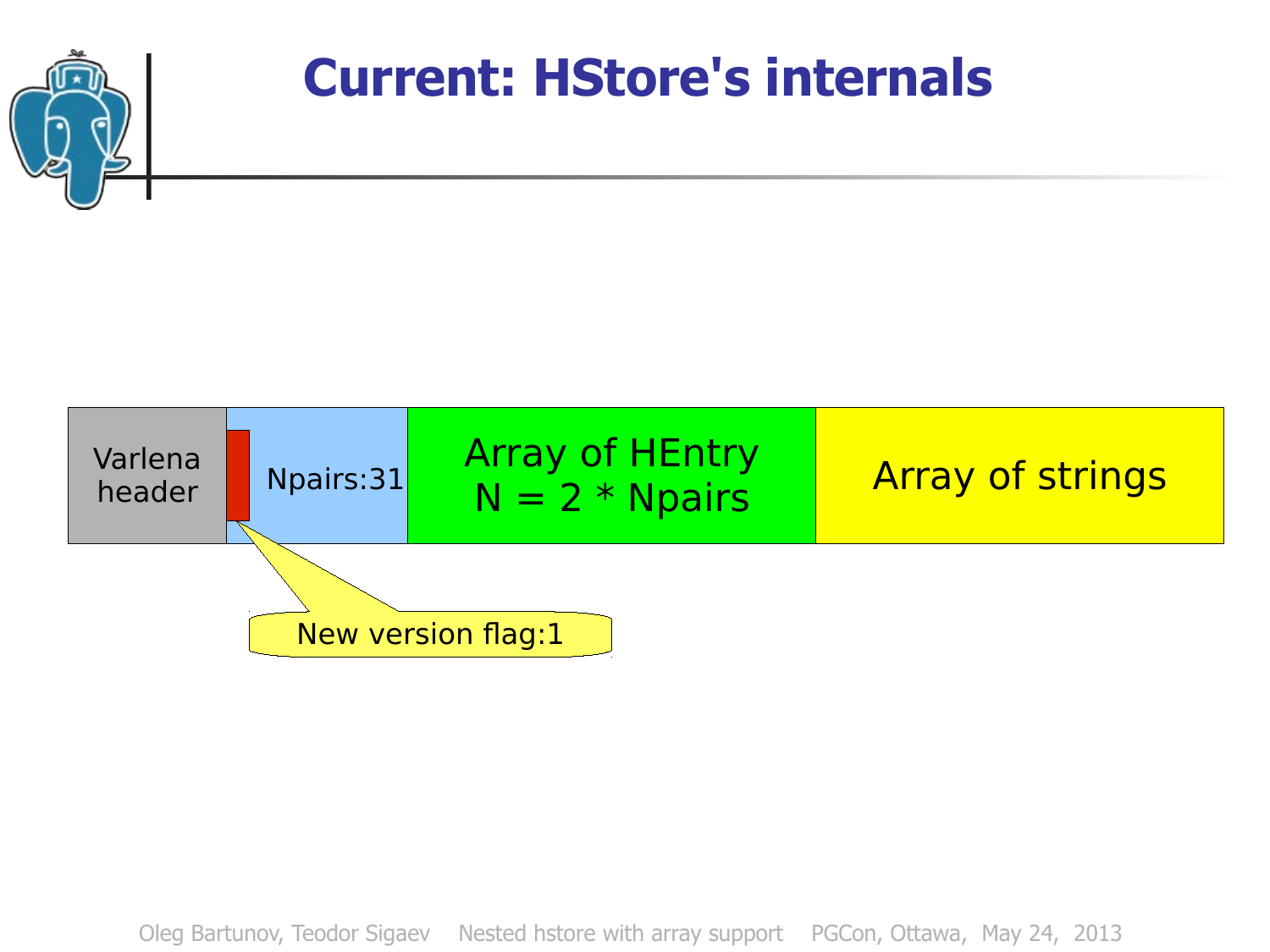# Current: HStore's internals

| Varlena header | Npairs:31 | Array of HEntry N = 2 * Npairs | Array of strings |
|---|---|---|---|

New version flag:1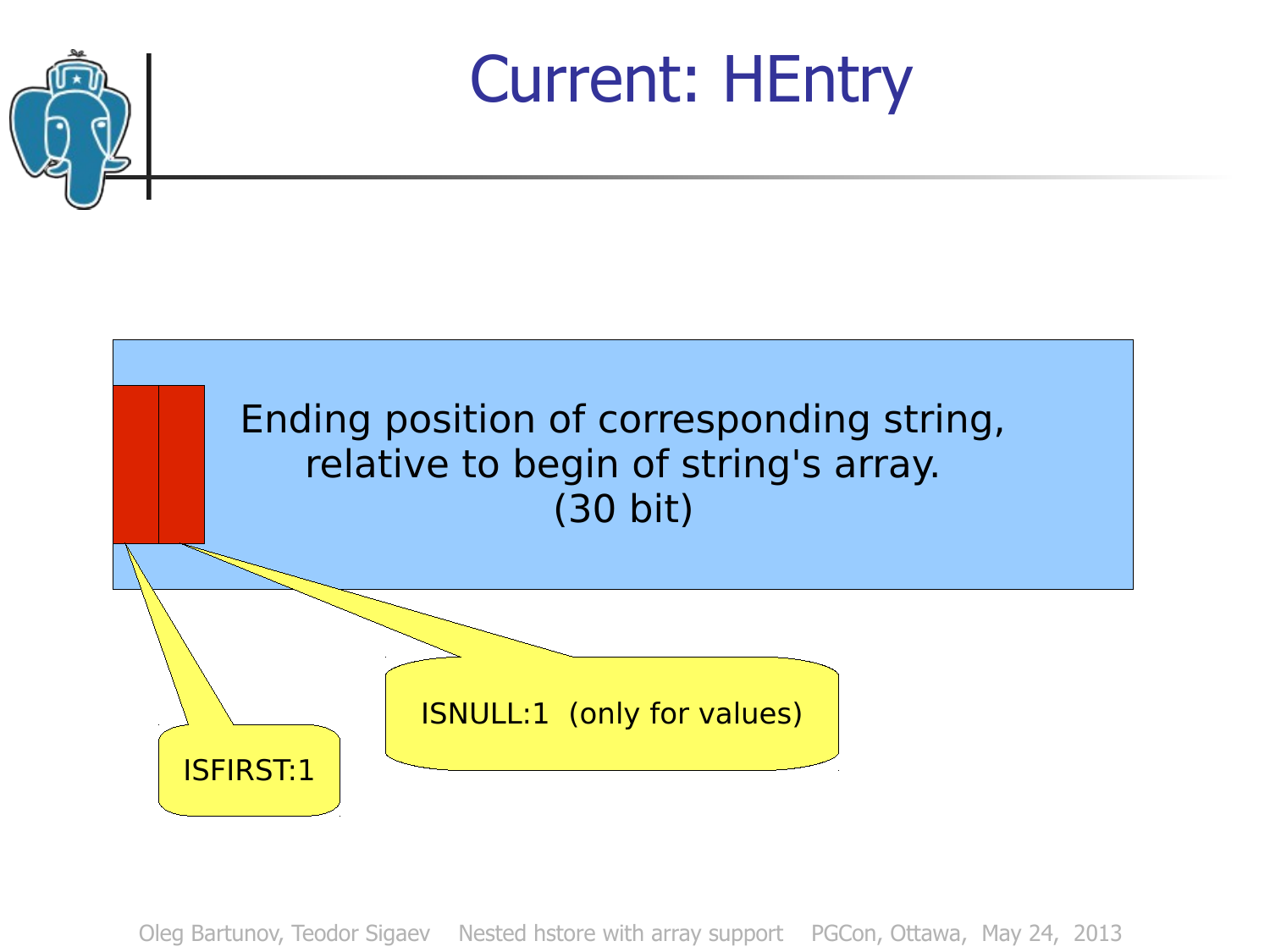# Current: HEntry

Ending position of corresponding string, relative to begin of string's array. (30 bit)

ISFIRST:1

ISNULL:1  (only for values)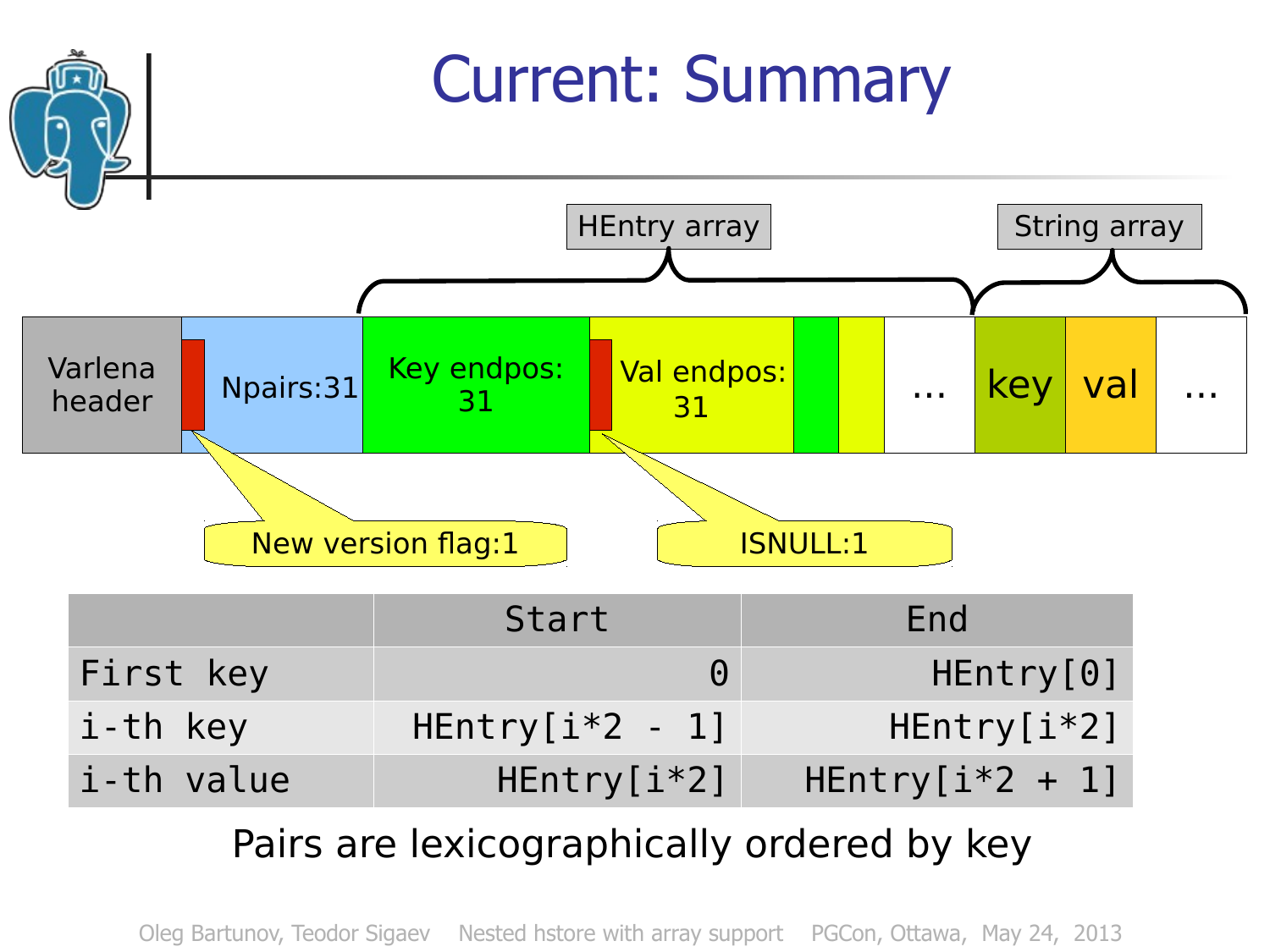# Current: Summary

HEntry array | String array

| Varlena header | Npairs:31 | Key endpos: 31 | Val endpos: 31 | | | ... | key | val | ... |
|---|---|---|---|---|---|---|---|---|---|

New version flag:1

ISNULL:1

| | Start | End |
|---|---|---|
| First key | 0 | HEntry[0] |
| i-th key | HEntry[i*2 - 1] | HEntry[i*2] |
| i-th value | HEntry[i*2] | HEntry[i*2 + 1] |

Pairs are lexicographically ordered by key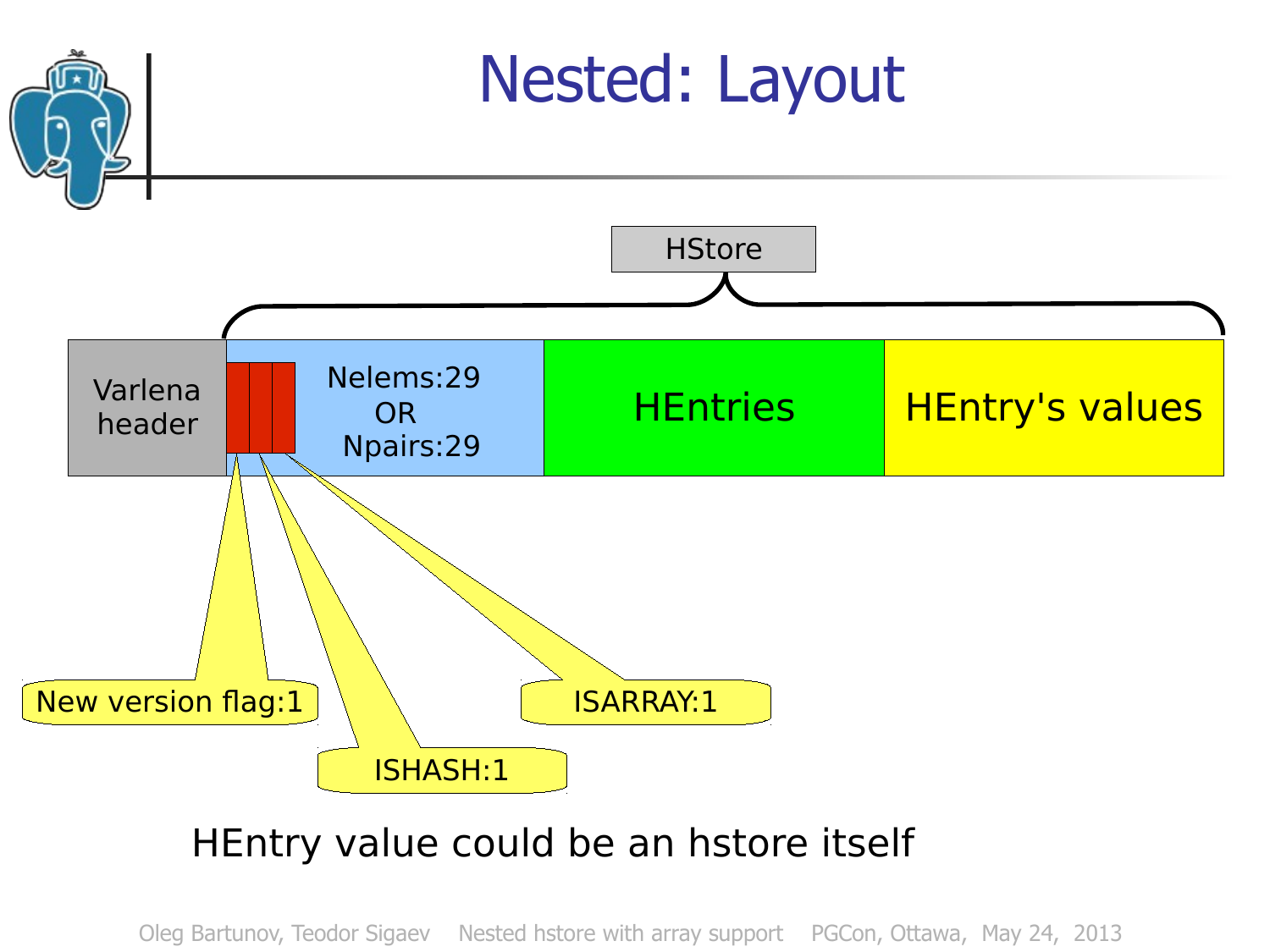# Nested: Layout

HStore

| Varlena header | Nelems:29 OR Npairs:29 | HEntries | HEntry's values |
|---|---|---|---|

- New version flag:1
- ISHASH:1
- ISARRAY:1

HEntry value could be an hstore itself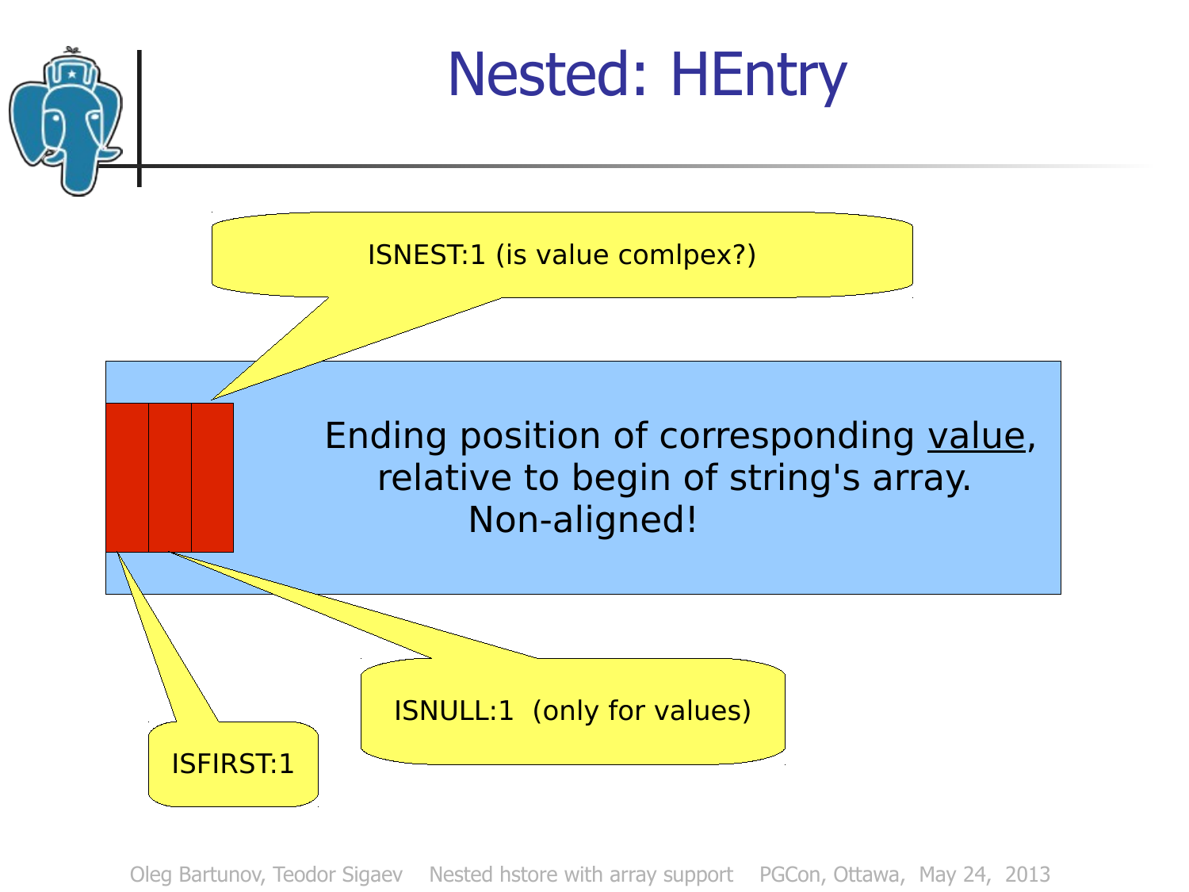# Nested: HEntry

ISNEST:1 (is value comlpex?)

Ending position of corresponding value, relative to begin of string's array. Non-aligned!

ISNULL:1 (only for values)

ISFIRST:1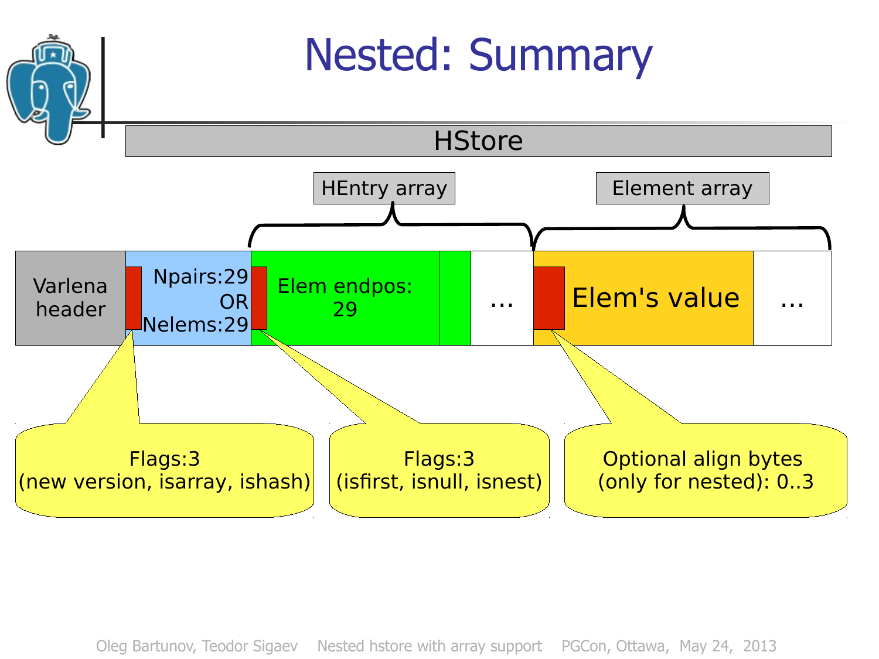# Nested: Summary

HStore

HEntry array

Element array

| Varlena header | Npairs:29 OR Nelems:29 | Elem endpos: 29 | | ... | Elem's value | ... |
|---|---|---|---|---|---|---|

Flags:3 (new version, isarray, ishash)

Flags:3 (isfirst, isnull, isnest)

Optional align bytes (only for nested): 0..3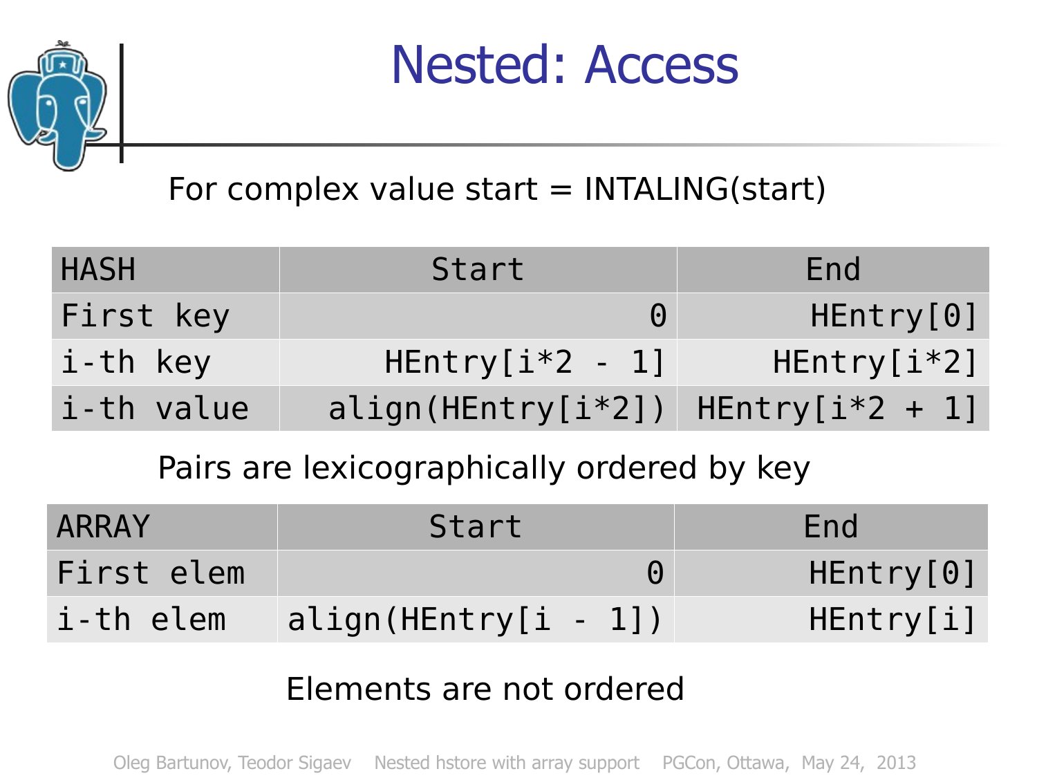# Nested: Access

For complex value start = INTALING(start)

| HASH | Start | End |
|---|---|---|
| First key | 0 | HEntry[0] |
| i-th key | HEntry[i*2 - 1] | HEntry[i*2] |
| i-th value | align(HEntry[i*2]) | HEntry[i*2 + 1] |

Pairs are lexicographically ordered by key

| ARRAY | Start | End |
|---|---|---|
| First elem | 0 | HEntry[0] |
| i-th elem | align(HEntry[i - 1]) | HEntry[i] |

Elements are not ordered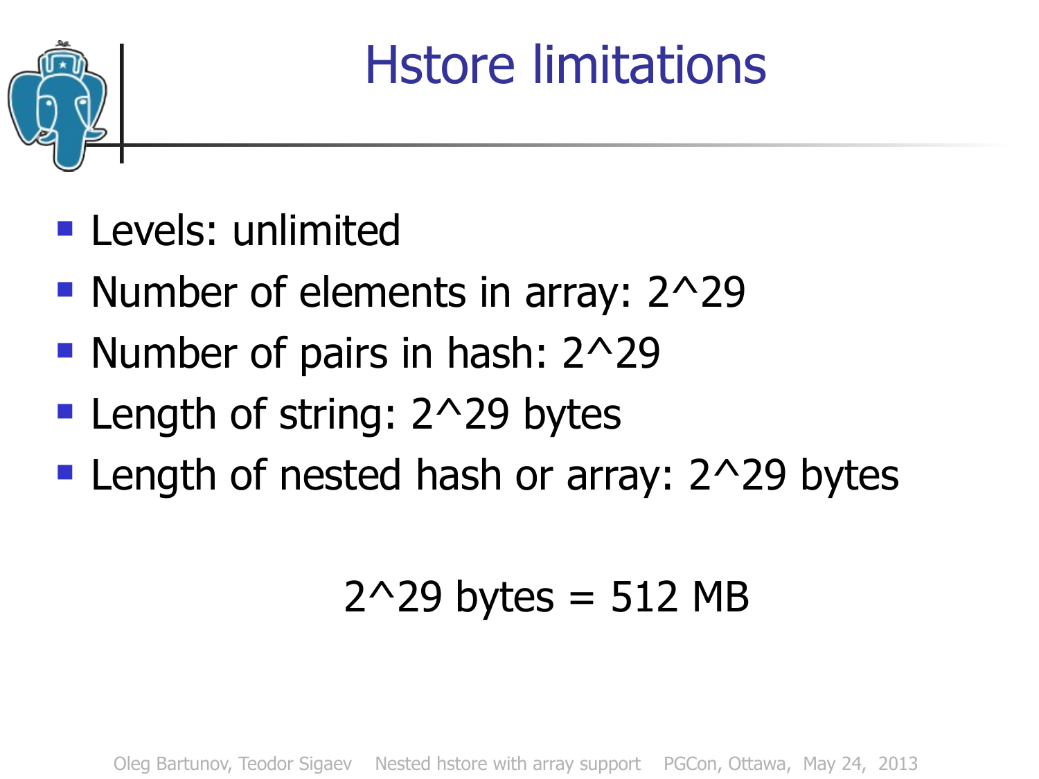# Hstore limitations

- Levels: unlimited
- Number of elements in array: $2^{29}$
- Number of pairs in hash: $2^{29}$
- Length of string: $2^{29}$ bytes
- Length of nested hash or array: $2^{29}$ bytes

$2^{29}$ bytes = 512 MB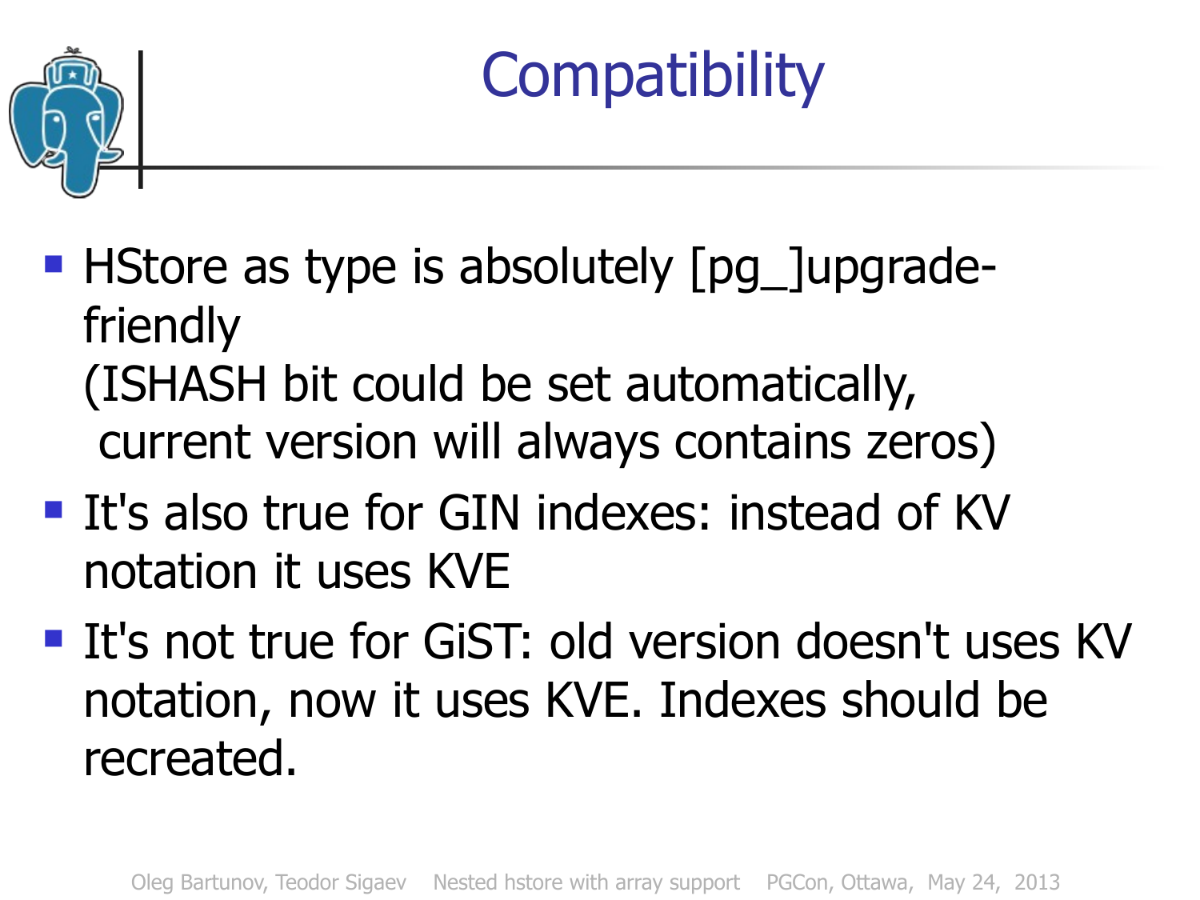# Compatibility

- HStore as type is absolutely [pg_]upgrade-friendly
  (ISHASH bit could be set automatically,
  current version will always contains zeros)
- It's also true for GIN indexes: instead of KV notation it uses KVE
- It's not true for GiST: old version doesn't uses KV notation, now it uses KVE. Indexes should be recreated.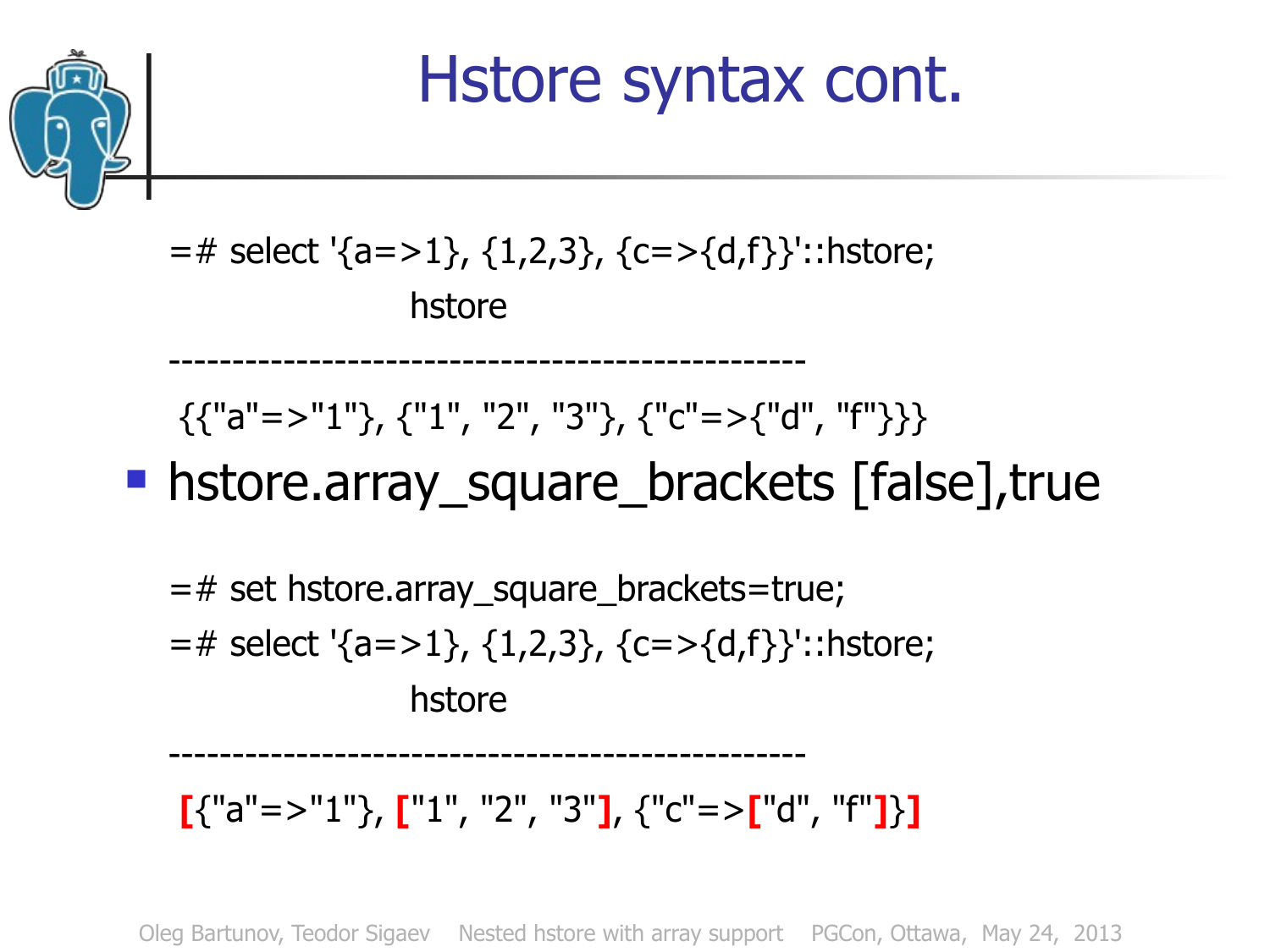# Hstore syntax cont.

```
=# select '{a=>1}, {1,2,3}, {c=>{d,f}}'::hstore;
                    hstore
--------------------------------------------------
 {{"a"=>"1"}, {"1", "2", "3"}, {"c"=>{"d", "f"}}}
```

- hstore.array_square_brackets [false],true

```
=# set hstore.array_square_brackets=true;
=# select '{a=>1}, {1,2,3}, {c=>{d,f}}'::hstore;
                    hstore
--------------------------------------------------
 [{"a"=>"1"}, ["1", "2", "3"], {"c"=>["d", "f"]}]
```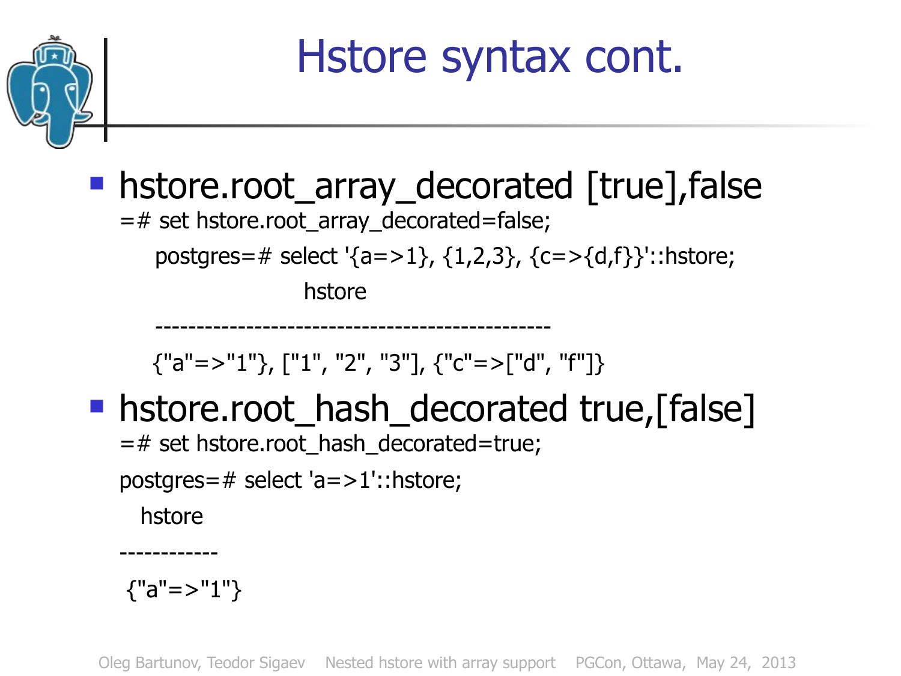# Hstore syntax cont.

- hstore.root_array_decorated [true],false

```
=# set hstore.root_array_decorated=false;
    postgres=# select '{a=>1}, {1,2,3}, {c=>{d,f}}'::hstore;
                         hstore
    ------------------------------------------------
    {"a"=>"1"}, ["1", "2", "3"], {"c"=>["d", "f"]}
```

- hstore.root_hash_decorated true,[false]

```
=# set hstore.root_hash_decorated=true;
postgres=# select 'a=>1'::hstore;
  hstore
------------
 {"a"=>"1"}
```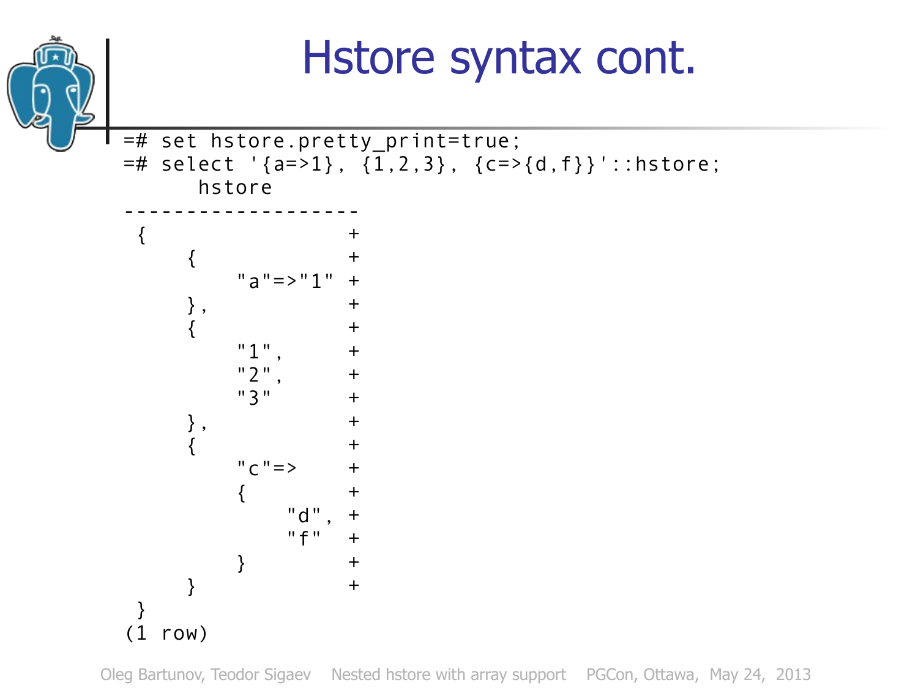# Hstore syntax cont.

```
=# set hstore.pretty_print=true;
=# select '{a=>1}, {1,2,3}, {c=>{d,f}}'::hstore;
      hstore
-------------------
 {                 +
     {             +
         "a"=>"1"  +
     },            +
     {             +
         "1",      +
         "2",      +
         "3"       +
     },            +
     {             +
         "c"=>     +
         {         +
             "d",  +
             "f"   +
         }         +
     }             +
 }
(1 row)
```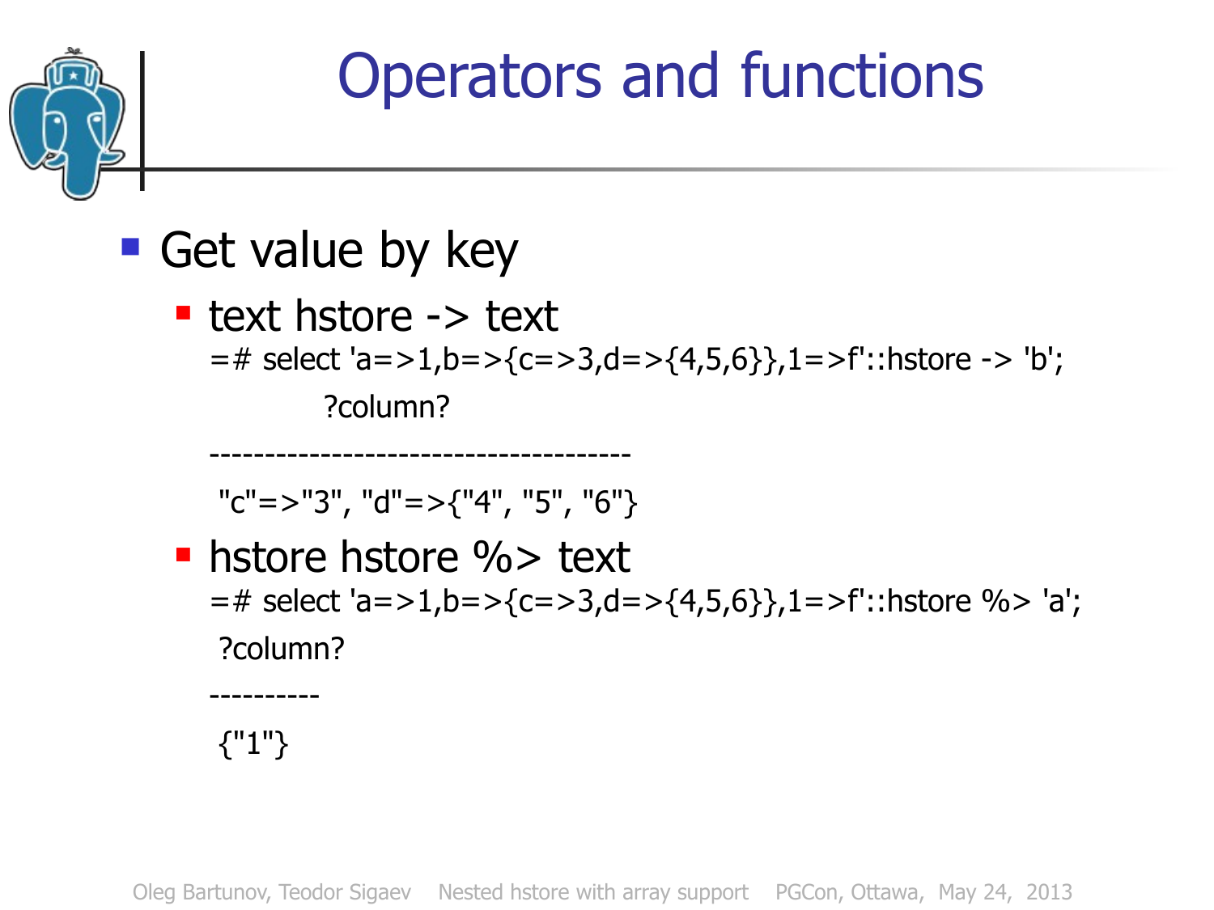# Operators and functions

- Get value by key
  - text hstore -> text

```
=# select 'a=>1,b=>{c=>3,d=>{4,5,6}},1=>f'::hstore -> 'b';
          ?column?
--------------------------------------
 "c"=>"3", "d"=>{"4", "5", "6"}
```

  - hstore hstore %> text

```
=# select 'a=>1,b=>{c=>3,d=>{4,5,6}},1=>f'::hstore %> 'a';
 ?column?
----------
 {"1"}
```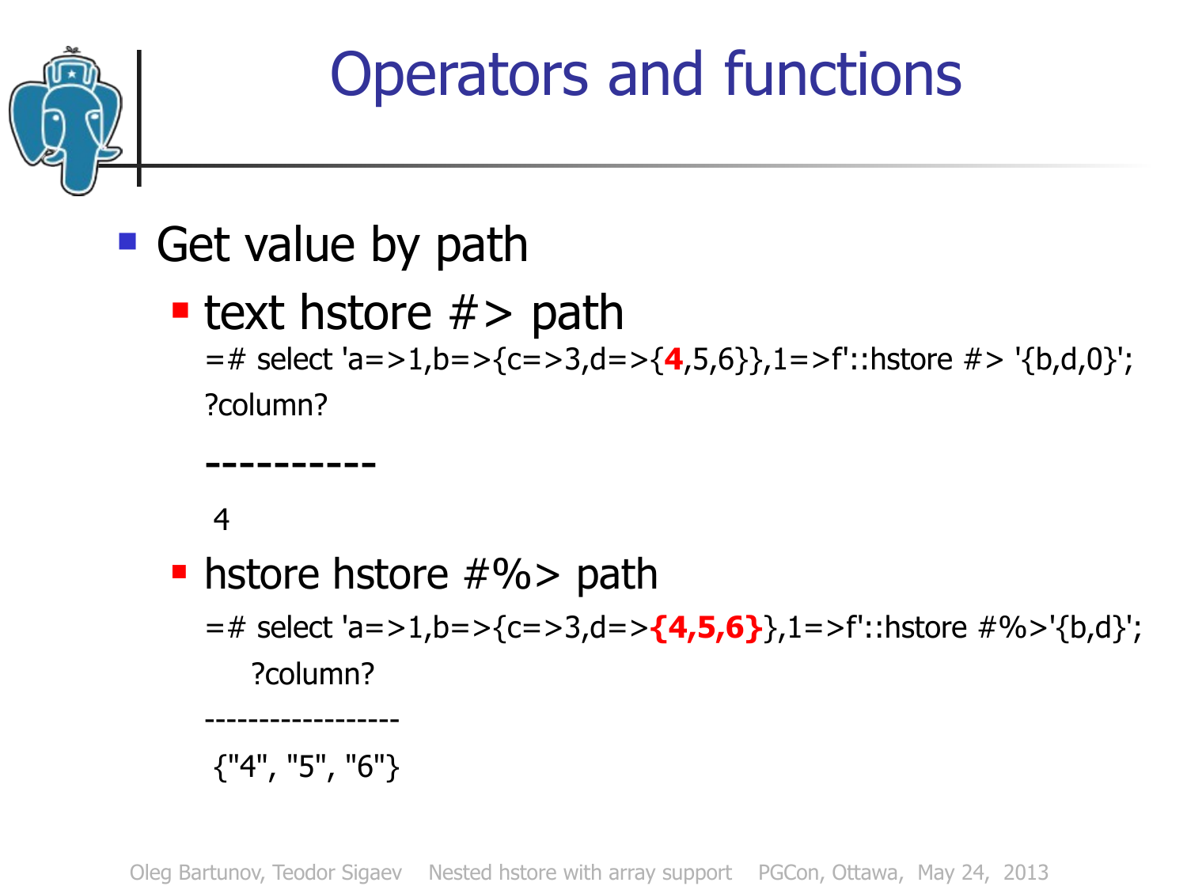# Operators and functions

- Get value by path
  - text hstore #> path

```
=# select 'a=>1,b=>{c=>3,d=>{4,5,6}},1=>f'::hstore #> '{b,d,0}';
?column?
----------
 4
```

  - hstore hstore #%> path

```
=# select 'a=>1,b=>{c=>3,d=>{4,5,6}},1=>f'::hstore #%>'{b,d}';
    ?column?
------------------
 {"4", "5", "6"}
```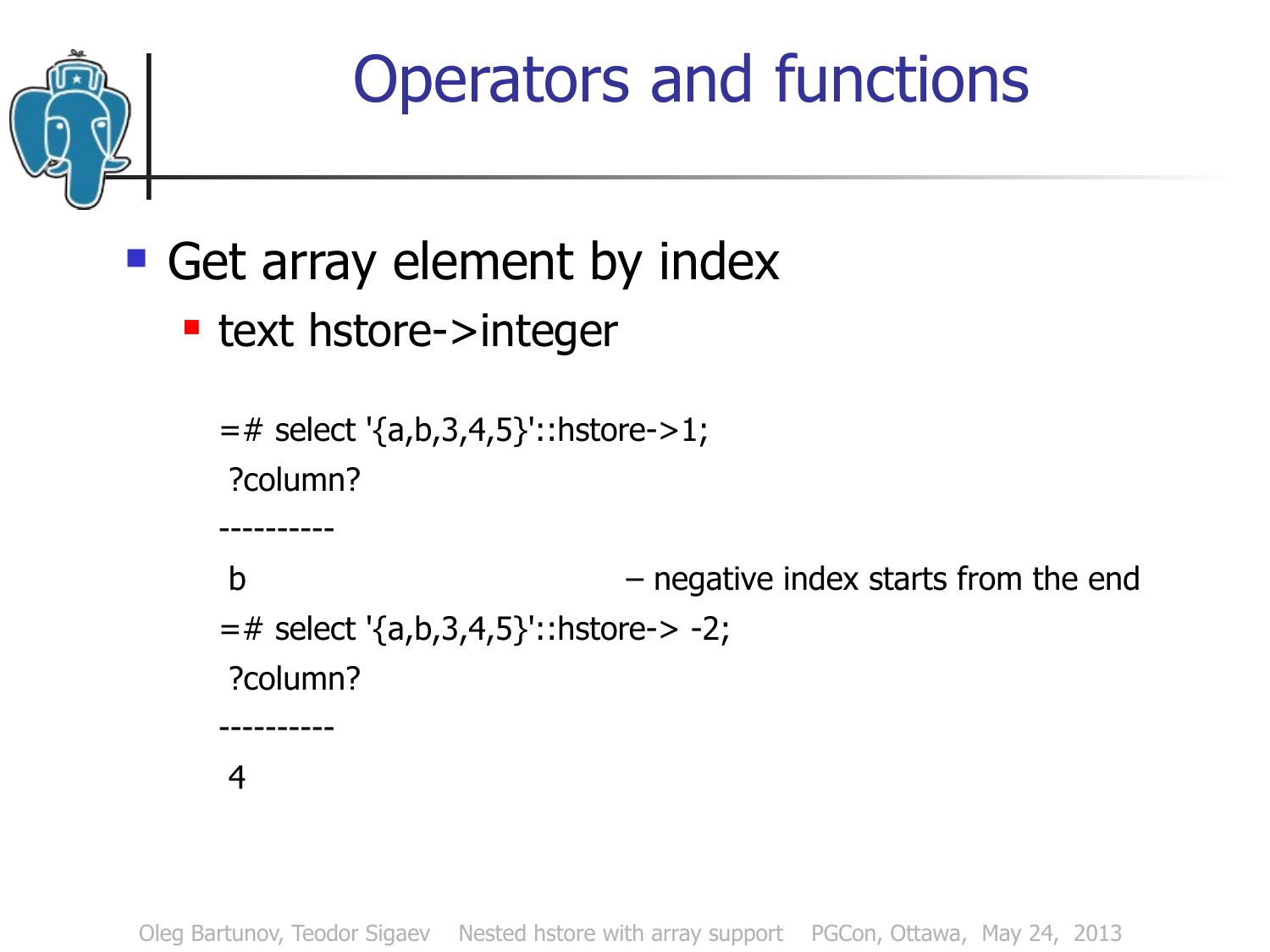# Operators and functions

- Get array element by index
  - text hstore->integer

```
=# select '{a,b,3,4,5}'::hstore->1;
 ?column?
----------
 b                                    – negative index starts from the end
=# select '{a,b,3,4,5}'::hstore-> -2;
 ?column?
----------
 4
```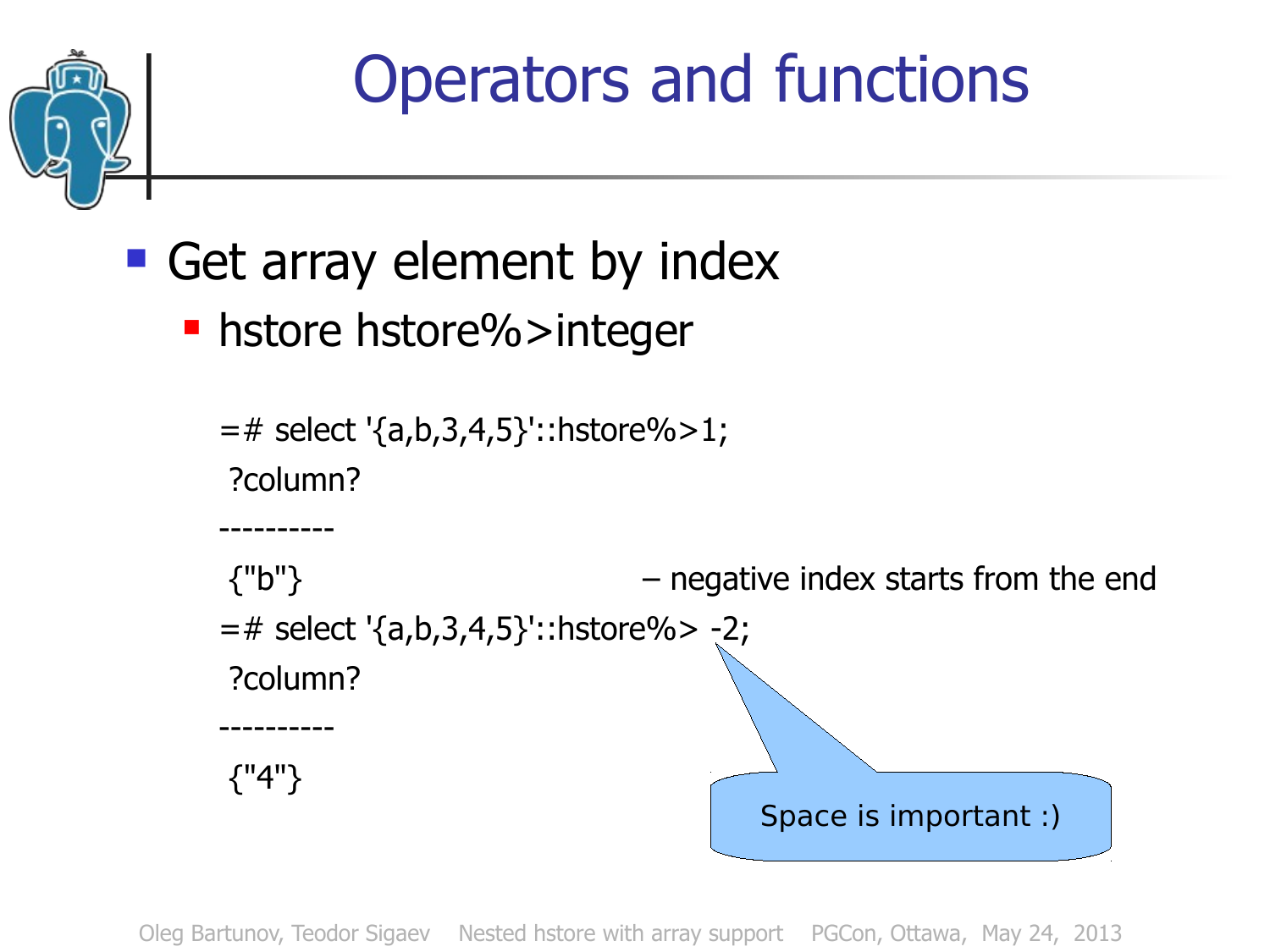# Operators and functions

- Get array element by index
  - hstore hstore%>integer

```
=# select '{a,b,3,4,5}'::hstore%>1;
 ?column?
----------
 {"b"}                         – negative index starts from the end
=# select '{a,b,3,4,5}'::hstore%> -2;
 ?column?
----------
 {"4"}
```

Space is important :)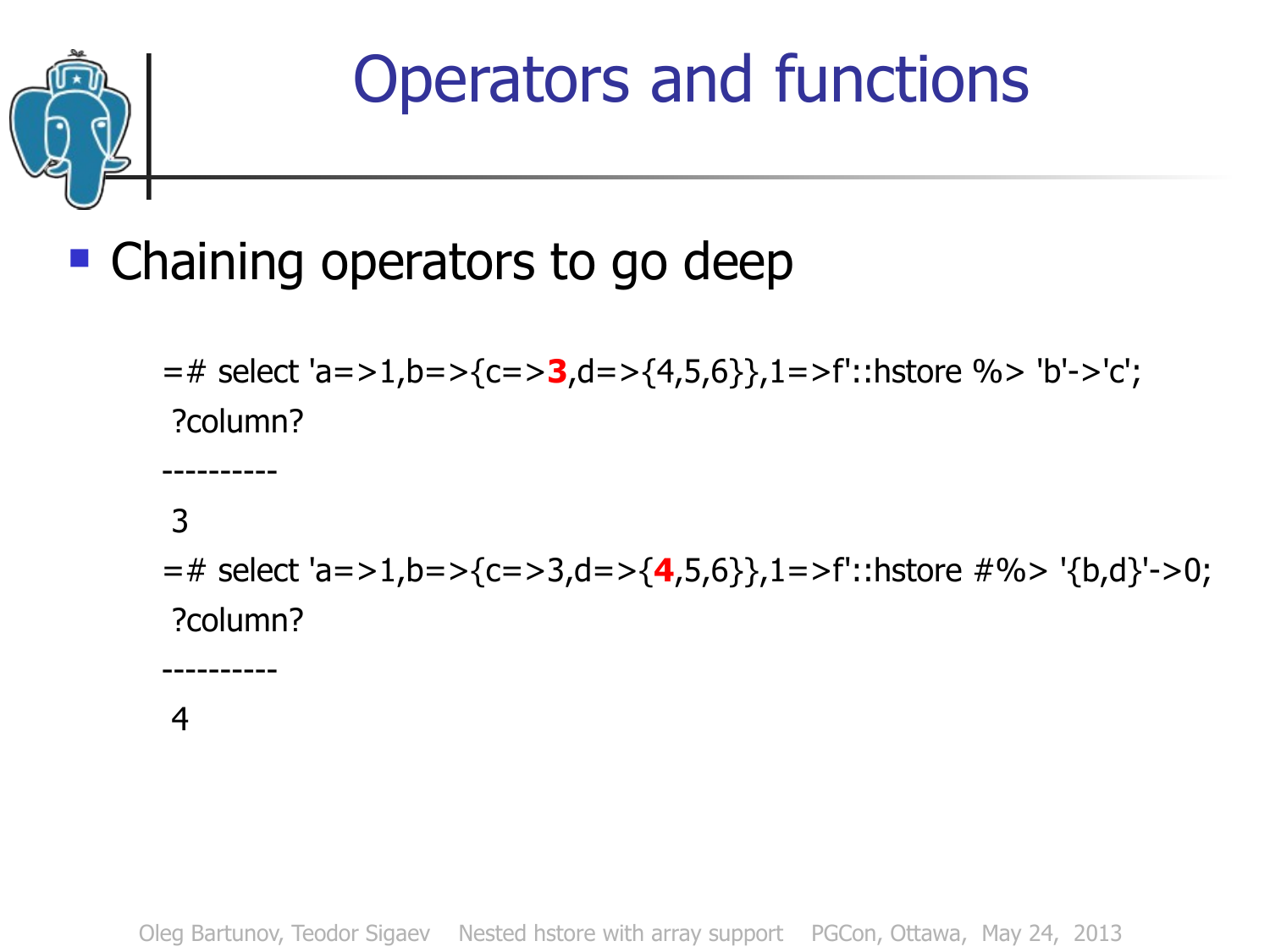# Operators and functions

- Chaining operators to go deep

```
=# select 'a=>1,b=>{c=>3,d=>{4,5,6}},1=>f'::hstore %> 'b'->'c';
 ?column?
----------
 3
=# select 'a=>1,b=>{c=>3,d=>{4,5,6}},1=>f'::hstore #%> '{b,d}'->0;
 ?column?
----------
 4
```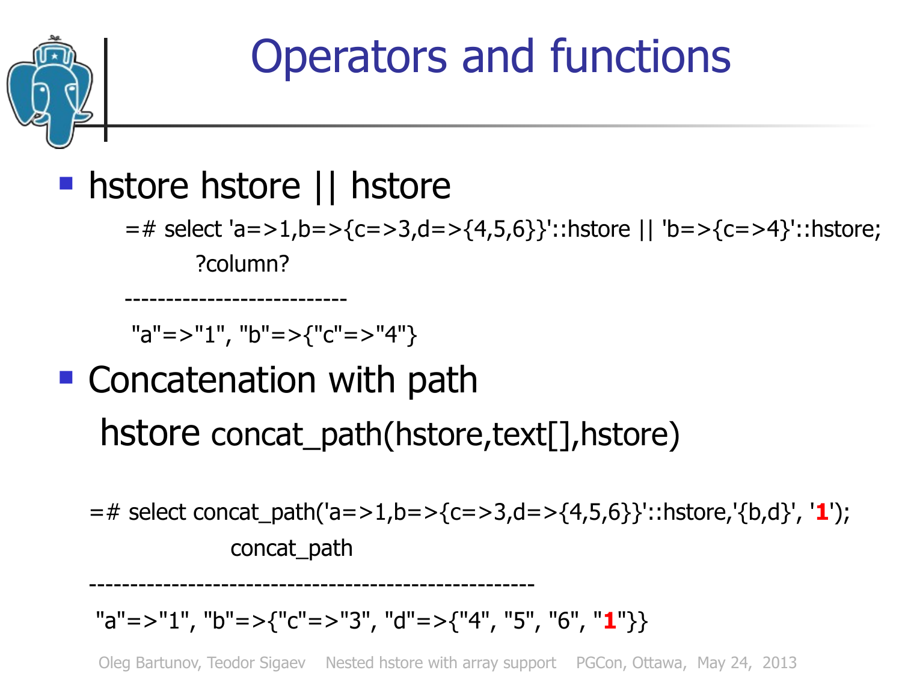# Operators and functions

- hstore hstore || hstore

```
=# select 'a=>1,b=>{c=>3,d=>{4,5,6}}'::hstore || 'b=>{c=>4}'::hstore;
       ?column?
--------------------------
 "a"=>"1", "b"=>{"c"=>"4"}
```

- Concatenation with path

  hstore concat_path(hstore,text[],hstore)

```
=# select concat_path('a=>1,b=>{c=>3,d=>{4,5,6}}'::hstore,'{b,d}', '1');
                concat_path
----------------------------------------------------
 "a"=>"1", "b"=>{"c"=>"3", "d"=>{"4", "5", "6", "1"}}
```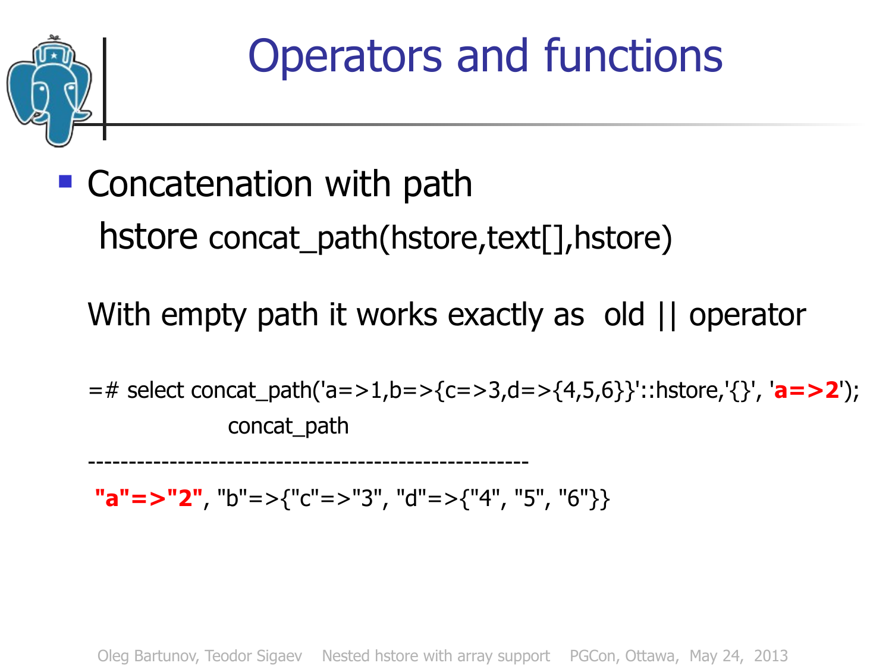# Operators and functions

- Concatenation with path

  hstore concat_path(hstore,text[],hstore)

  With empty path it works exactly as old || operator

```
=# select concat_path('a=>1,b=>{c=>3,d=>{4,5,6}}'::hstore,'{}', 'a=>2');
                    concat_path
---------------------------------------------------
 "a"=>"2", "b"=>{"c"=>"3", "d"=>{"4", "5", "6"}}
```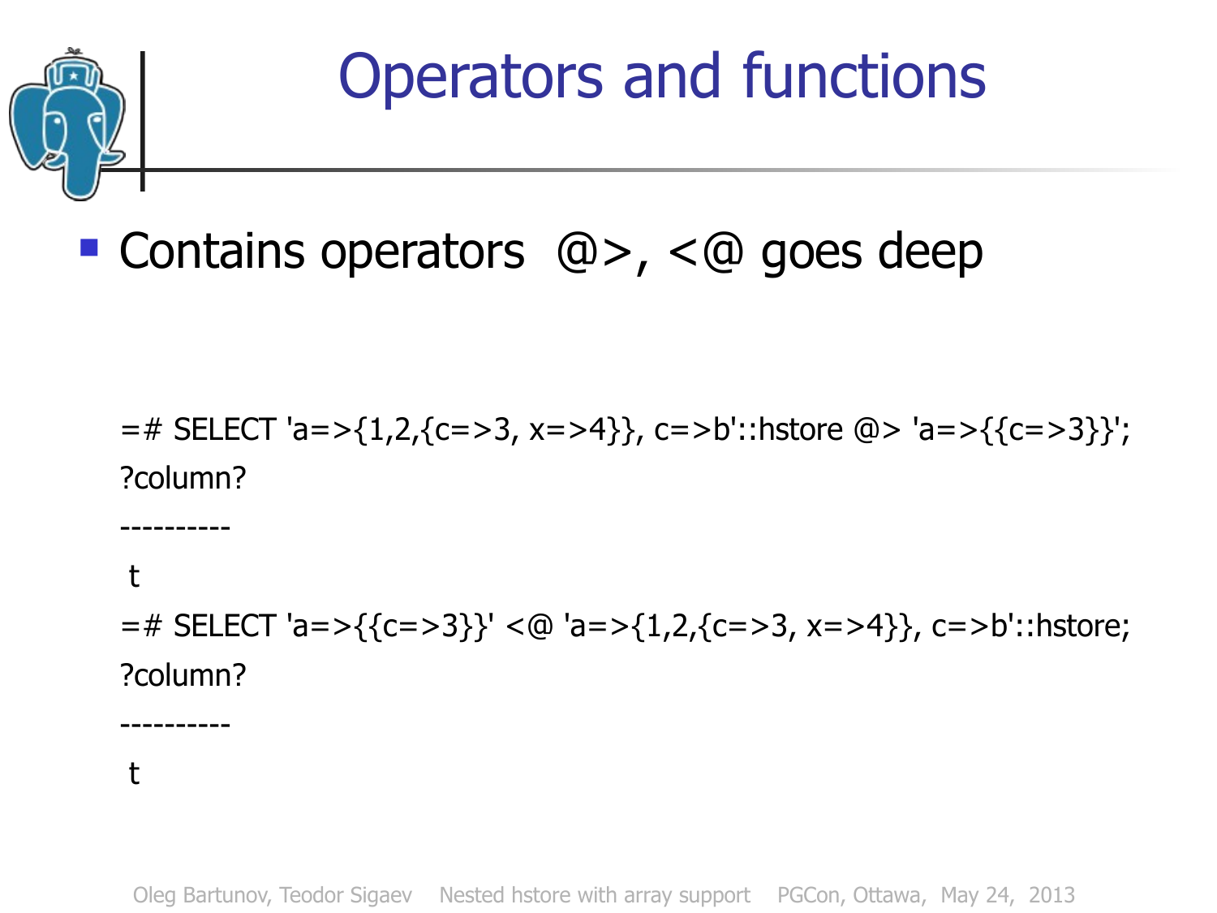# Operators and functions

- Contains operators @>, <@ goes deep

```
=# SELECT 'a=>{1,2,{c=>3, x=>4}}, c=>b'::hstore @> 'a=>{{c=>3}}';
?column?
----------
 t
=# SELECT 'a=>{{c=>3}}' <@ 'a=>{1,2,{c=>3, x=>4}}, c=>b'::hstore;
?column?
----------
 t
```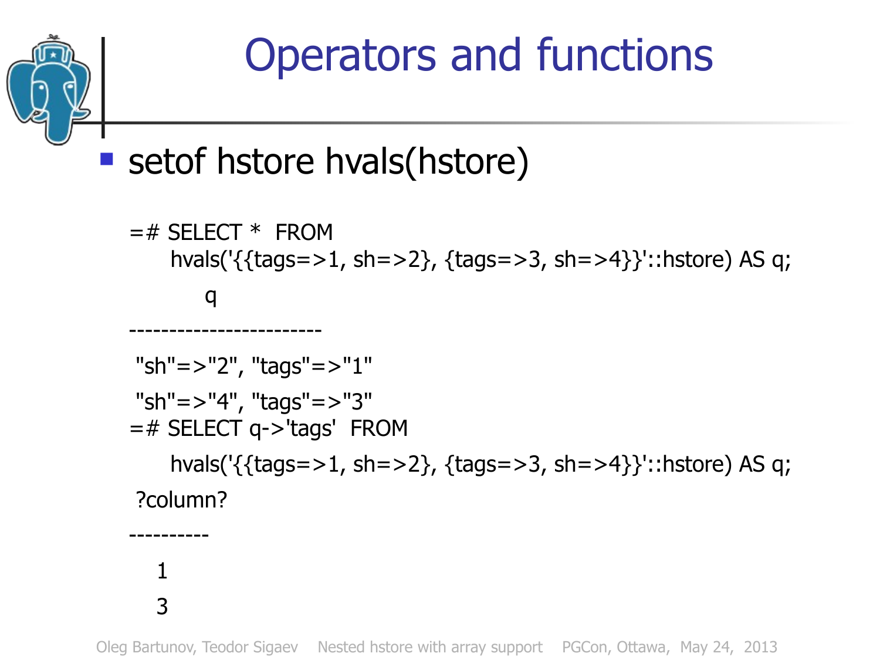# Operators and functions

- setof hstore hvals(hstore)

```
=# SELECT *  FROM
     hvals('{{tags=>1, sh=>2}, {tags=>3, sh=>4}}'::hstore) AS q;
        q
------------------------
 "sh"=>"2", "tags"=>"1"
 "sh"=>"4", "tags"=>"3"
=# SELECT q->'tags'  FROM
     hvals('{{tags=>1, sh=>2}, {tags=>3, sh=>4}}'::hstore) AS q;
 ?column?
----------
   1
   3
```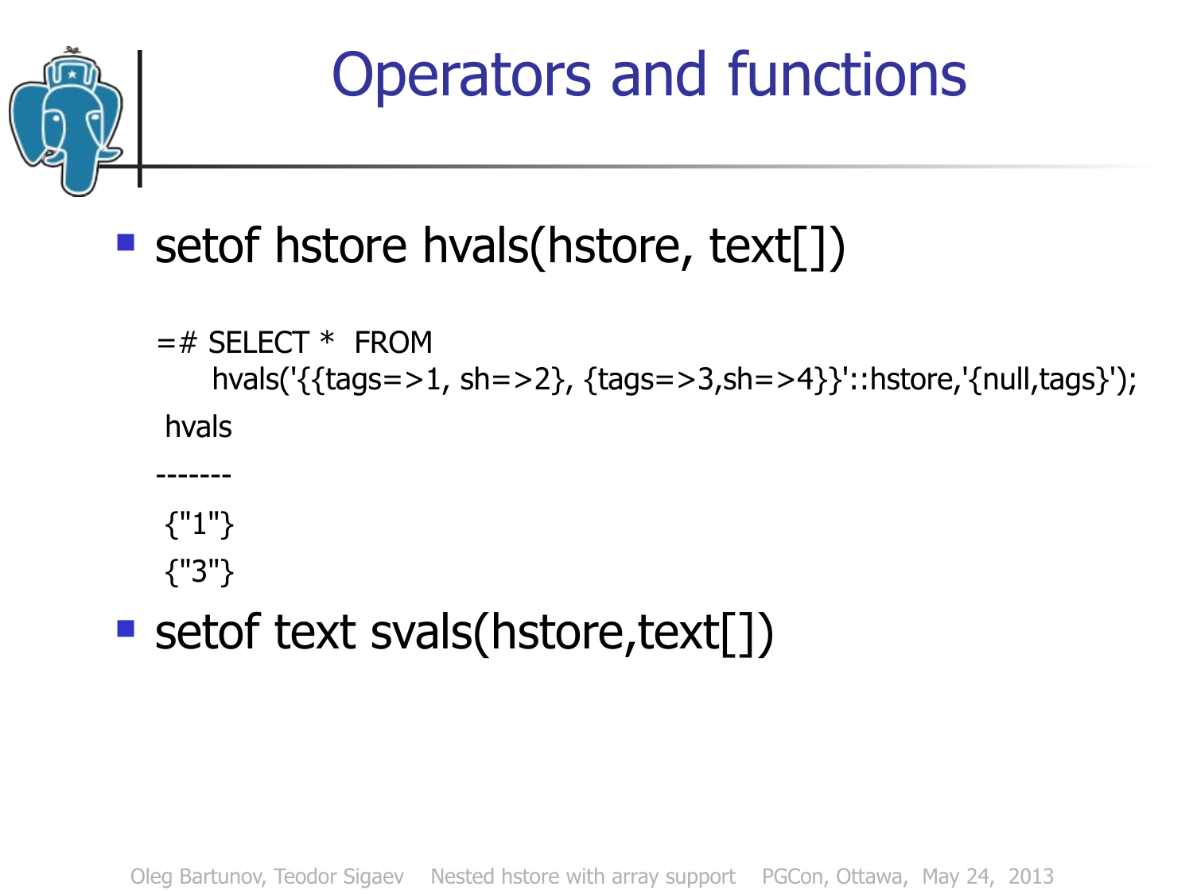# Operators and functions

- setof hstore hvals(hstore, text[])

```
=# SELECT *  FROM
     hvals('{{tags=>1, sh=>2}, {tags=>3,sh=>4}}'::hstore,'{null,tags}');
 hvals
-------
 {"1"}
 {"3"}
```

- setof text svals(hstore,text[])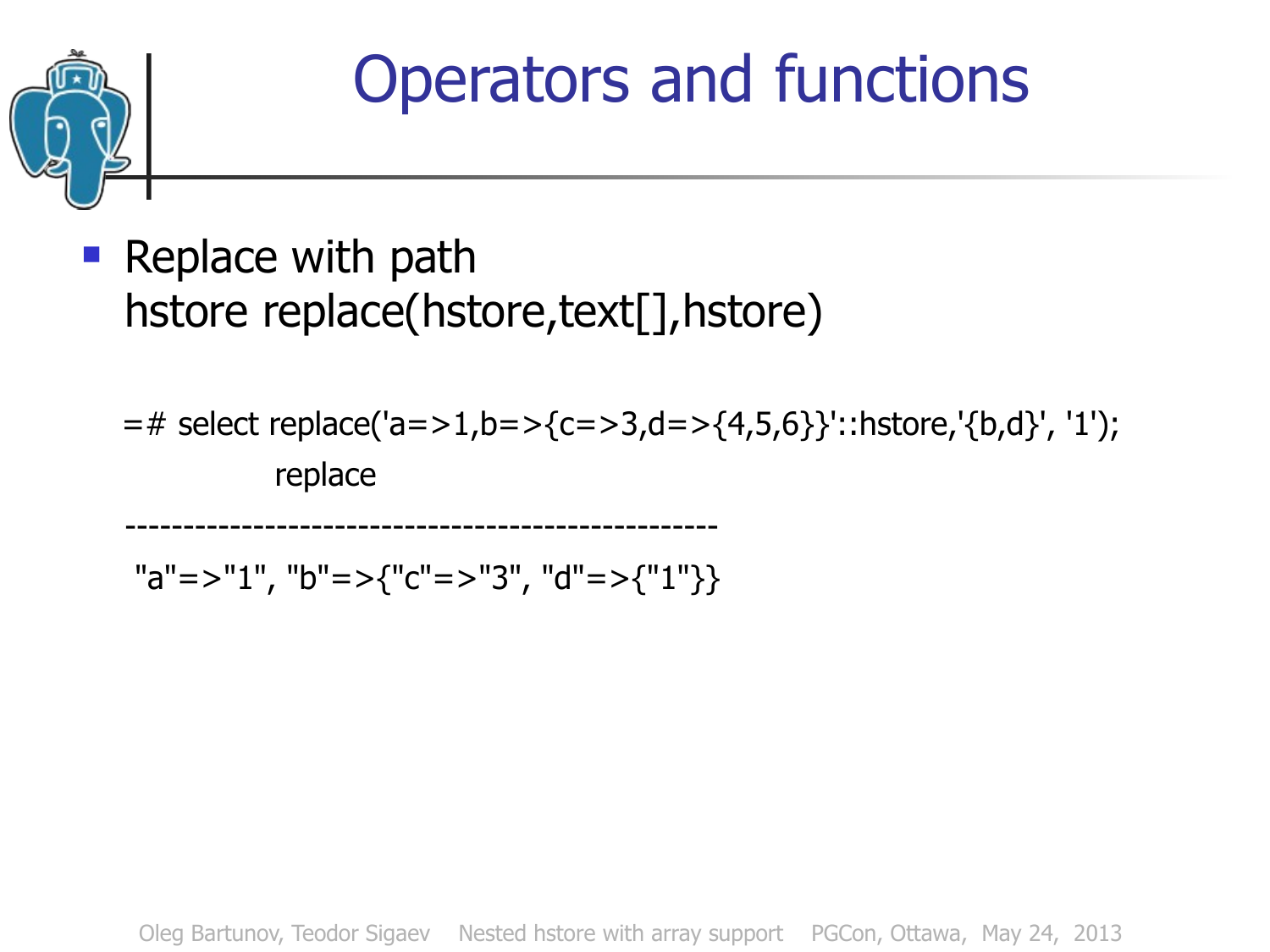# Operators and functions

- Replace with path
  hstore replace(hstore,text[],hstore)

```
=# select replace('a=>1,b=>{c=>3,d=>{4,5,6}}'::hstore,'{b,d}', '1');
            replace
--------------------------------------------------
 "a"=>"1", "b"=>{"c"=>"3", "d"=>{"1"}}
```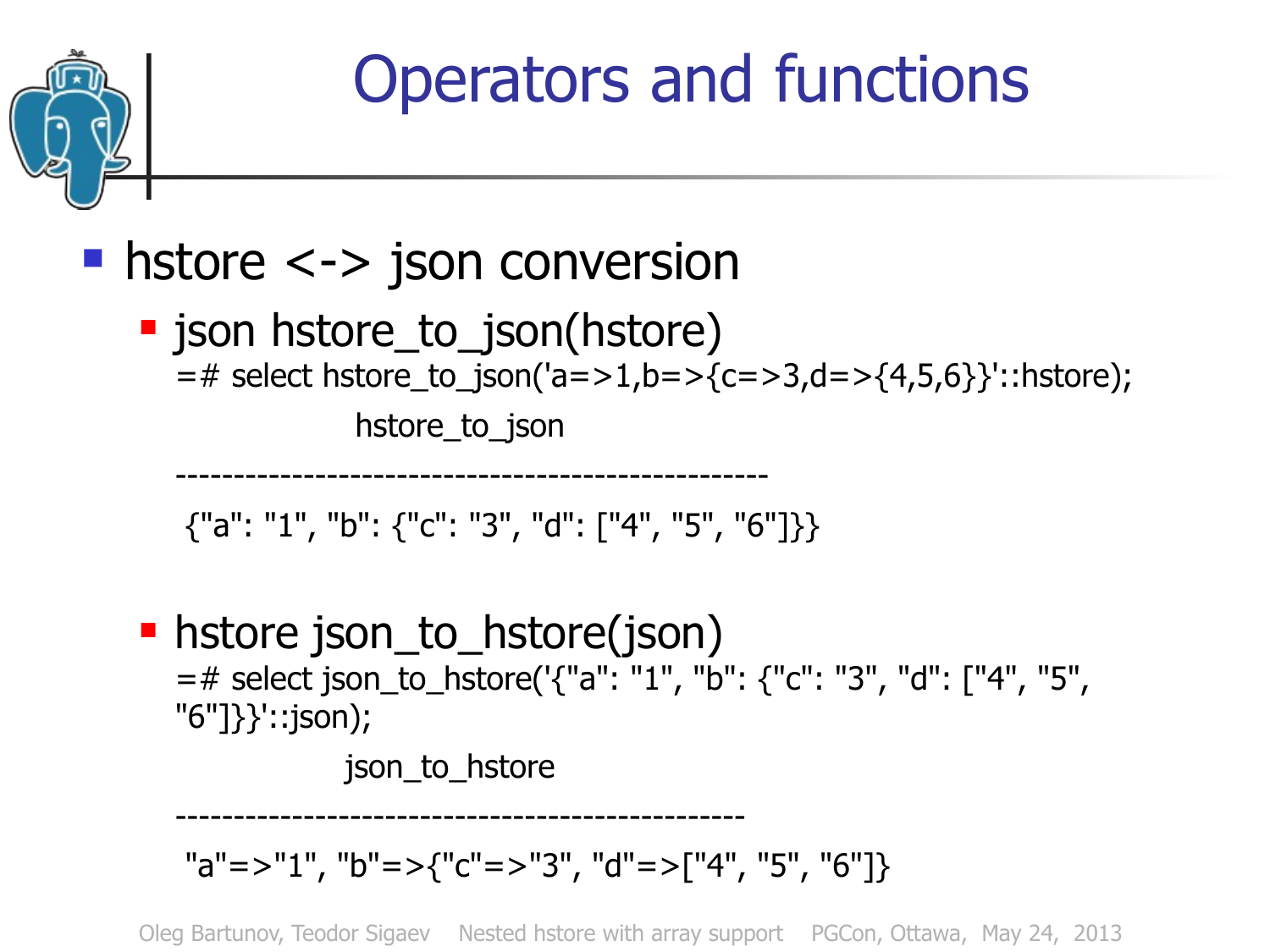# Operators and functions

- hstore <-> json conversion
  - json hstore_to_json(hstore)

```
=# select hstore_to_json('a=>1,b=>{c=>3,d=>{4,5,6}}'::hstore);
              hstore_to_json
-------------------------------------------------
 {"a": "1", "b": {"c": "3", "d": ["4", "5", "6"]}}
```

  - hstore json_to_hstore(json)

```
=# select json_to_hstore('{"a": "1", "b": {"c": "3", "d": ["4", "5",
"6"]}}'::json);
             json_to_hstore
-------------------------------------------------
 "a"=>"1", "b"=>{"c"=>"3", "d"=>["4", "5", "6"]}
```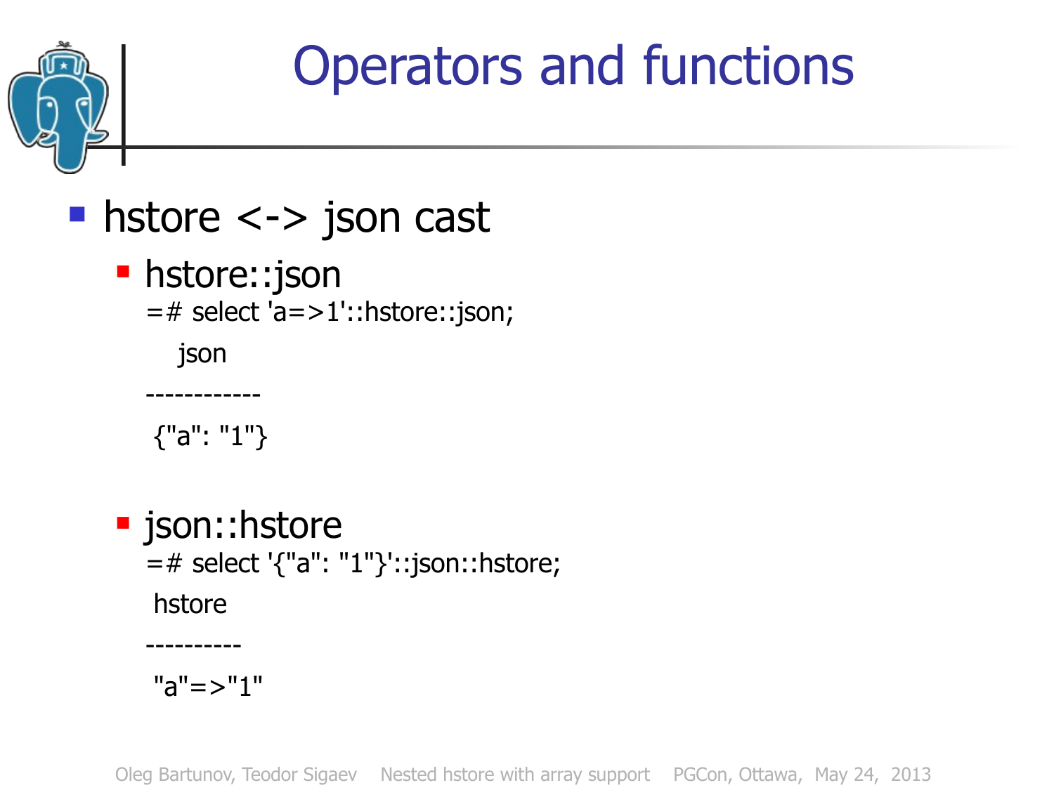# Operators and functions

- hstore <-> json cast
  - hstore::json

```
=# select 'a=>1'::hstore::json;
   json
------------
 {"a": "1"}
```

  - json::hstore

```
=# select '{"a": "1"}'::json::hstore;
 hstore
----------
 "a"=>"1"
```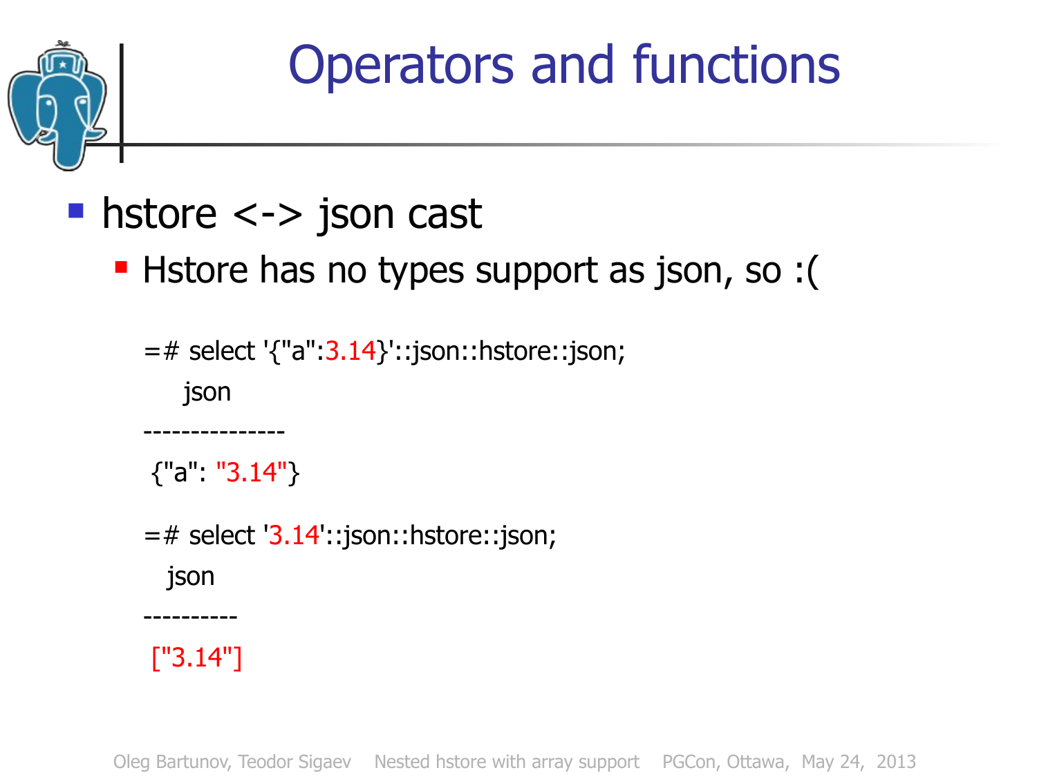# Operators and functions

- hstore <-> json cast
  - Hstore has no types support as json, so :(

```
=# select '{"a":3.14}'::json::hstore::json;
     json
---------------
 {"a": "3.14"}

=# select '3.14'::json::hstore::json;
   json
----------
 ["3.14"]
```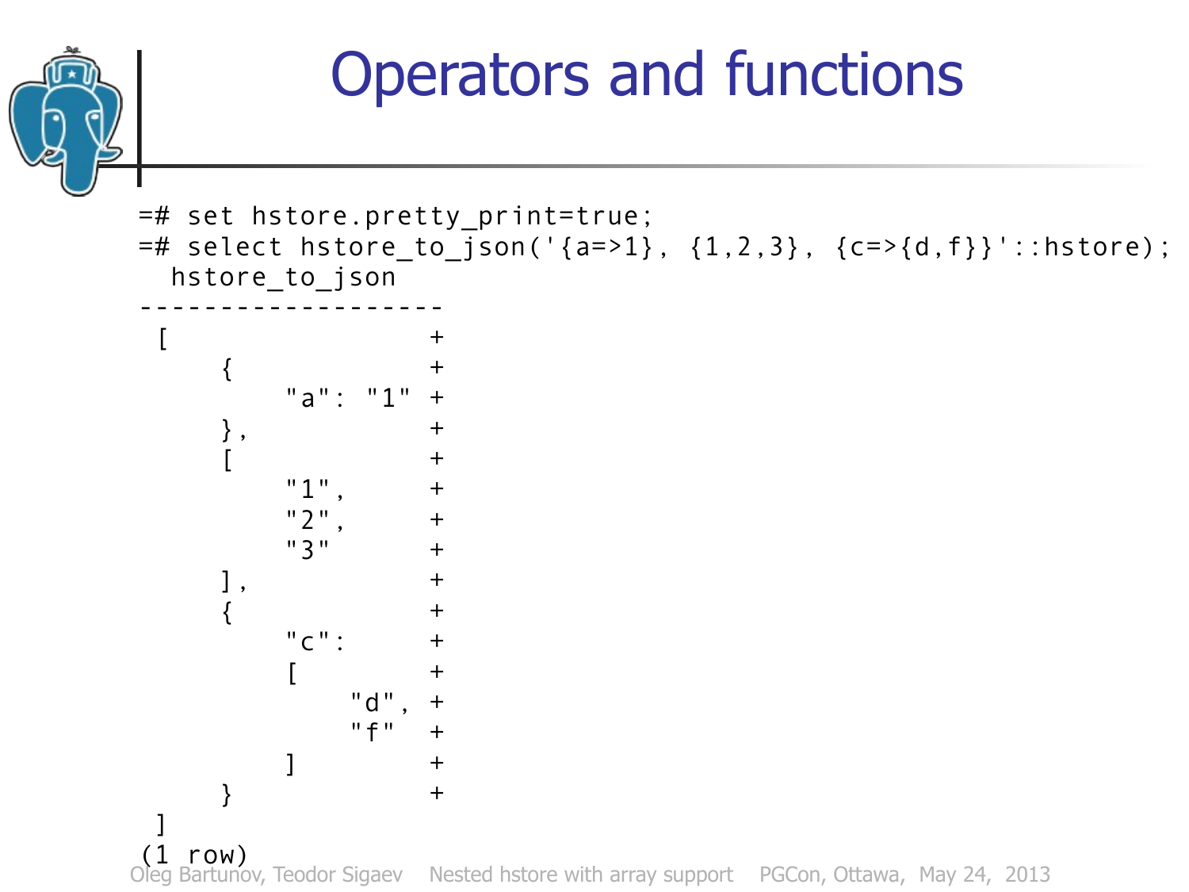# Operators and functions

```
=# set hstore.pretty_print=true;
=# select hstore_to_json('{a=>1}, {1,2,3}, {c=>{d,f}}'::hstore);
  hstore_to_json
--------------------
 [                  +
     {              +
         "a": "1"   +
     },             +
     [              +
         "1",       +
         "2",       +
         "3"        +
     ],             +
     {              +
         "c":       +
         [          +
             "d",   +
             "f"    +
         ]          +
     }              +
 ]
(1 row)
```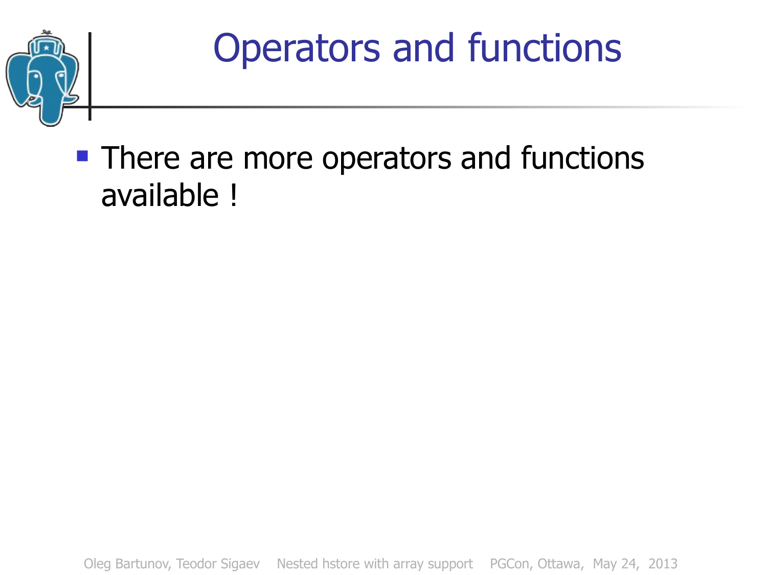# Operators and functions

- There are more operators and functions available !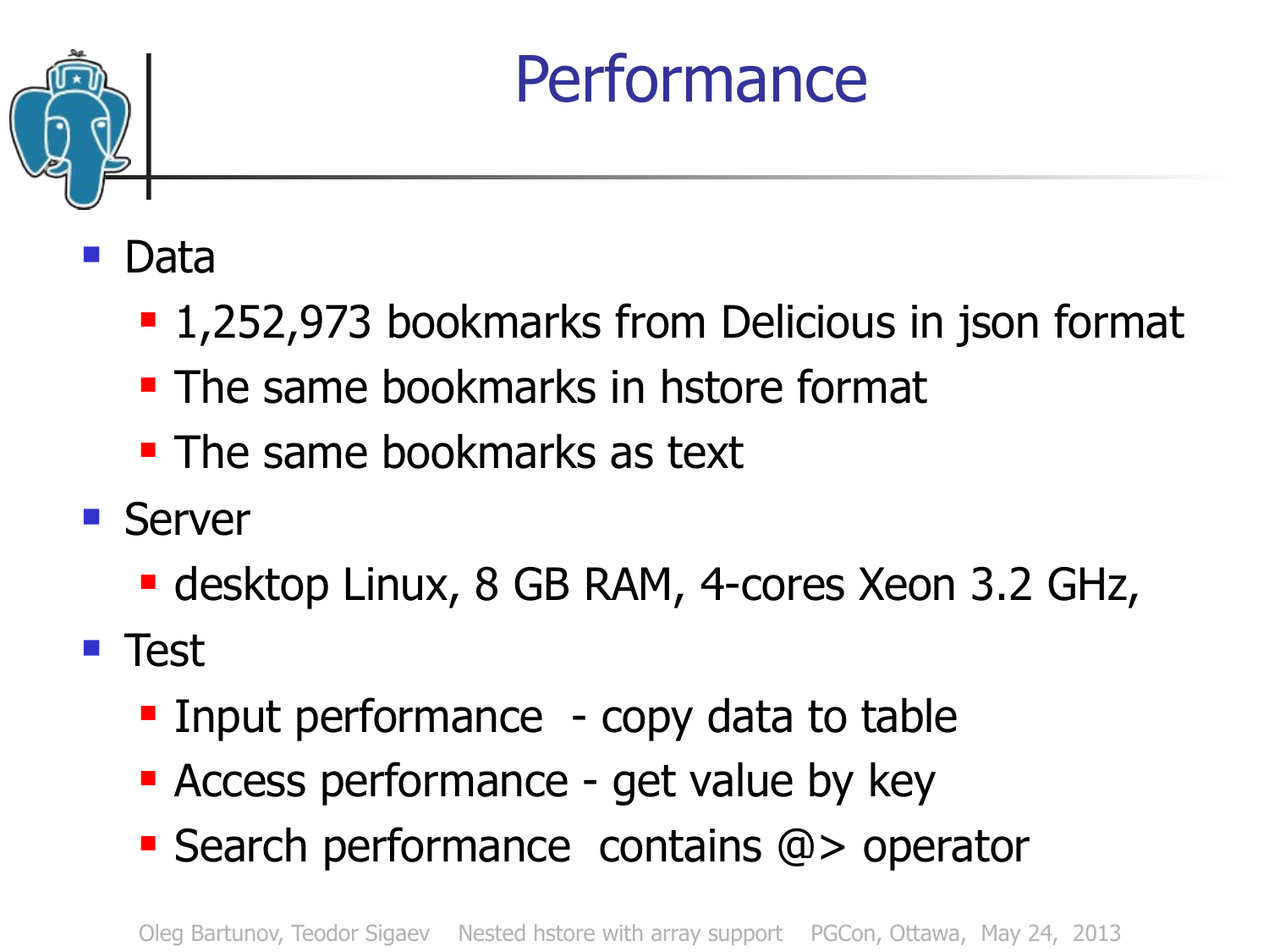# Performance

- Data
  - 1,252,973 bookmarks from Delicious in json format
  - The same bookmarks in hstore format
  - The same bookmarks as text
- Server
  - desktop Linux, 8 GB RAM, 4-cores Xeon 3.2 GHz,
- Test
  - Input performance - copy data to table
  - Access performance - get value by key
  - Search performance contains @> operator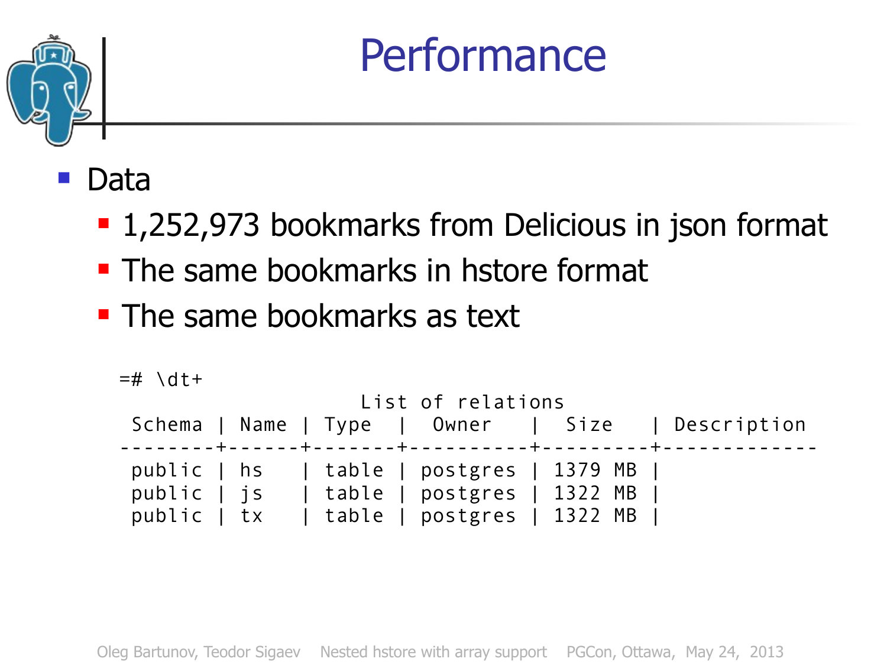# Performance

- Data
  - 1,252,973 bookmarks from Delicious in json format
  - The same bookmarks in hstore format
  - The same bookmarks as text

```
=# \dt+
                    List of relations
 Schema | Name | Type  |  Owner   |  Size   | Description
--------+------+-------+----------+---------+-------------
 public | hs   | table | postgres | 1379 MB |
 public | js   | table | postgres | 1322 MB |
 public | tx   | table | postgres | 1322 MB |
```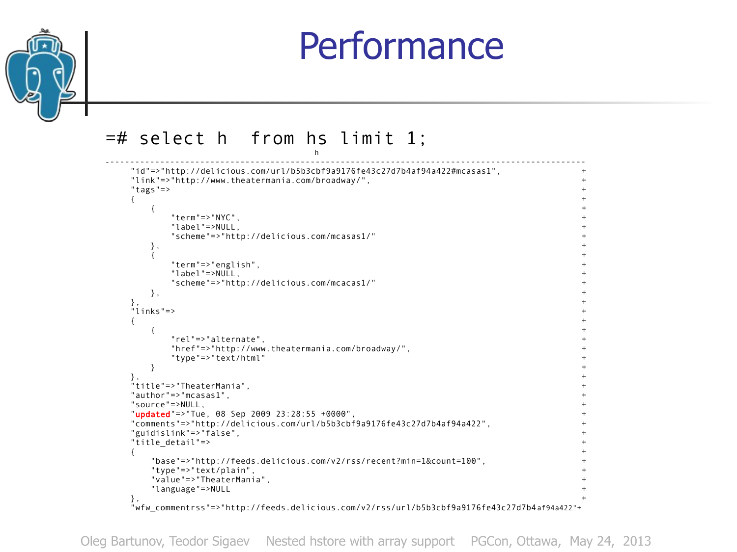# Performance

```
=# select h  from hs limit 1;
                                              h
------------------------------------------------------------------------------------------------
    "id"=>"http://delicious.com/url/b5b3cbf9a9176fe43c27d7b4af94a422#mcasas1",               +
    "link"=>"http://www.theatermania.com/broadway/",                                         +
    "tags"=>                                                                                 +
    {                                                                                        +
        {                                                                                    +
            "term"=>"NYC",                                                                   +
            "label"=>NULL,                                                                   +
            "scheme"=>"http://delicious.com/mcasas1/"                                        +
        },                                                                                   +
        {                                                                                    +
            "term"=>"english",                                                               +
            "label"=>NULL,                                                                   +
            "scheme"=>"http://delicious.com/mcacas1/"                                        +
        },                                                                                   +
    },                                                                                       +
    "links"=>                                                                                +
    {                                                                                        +
        {                                                                                    +
            "rel"=>"alternate",                                                              +
            "href"=>"http://www.theatermania.com/broadway/",                                 +
            "type"=>"text/html"                                                              +
        }                                                                                    +
    },                                                                                       +
    "title"=>"TheaterMania",                                                                 +
    "author"=>"mcasas1",                                                                     +
    "source"=>NULL,                                                                          +
    "updated"=>"Tue, 08 Sep 2009 23:28:55 +0000",                                            +
    "comments"=>"http://delicious.com/url/b5b3cbf9a9176fe43c27d7b4af94a422",                 +
    "guidislink"=>"false",                                                                   +
    "title_detail"=>                                                                         +
    {                                                                                        +
        "base"=>"http://feeds.delicious.com/v2/rss/recent?min=1&count=100",                  +
        "type"=>"text/plain",                                                                +
        "value"=>"TheaterMania",                                                             +
        "language"=>NULL                                                                     +
    },                                                                                       +
    "wfw_commentrss"=>"http://feeds.delicious.com/v2/rss/url/b5b3cbf9a9176fe43c27d7b4af94a422"+
```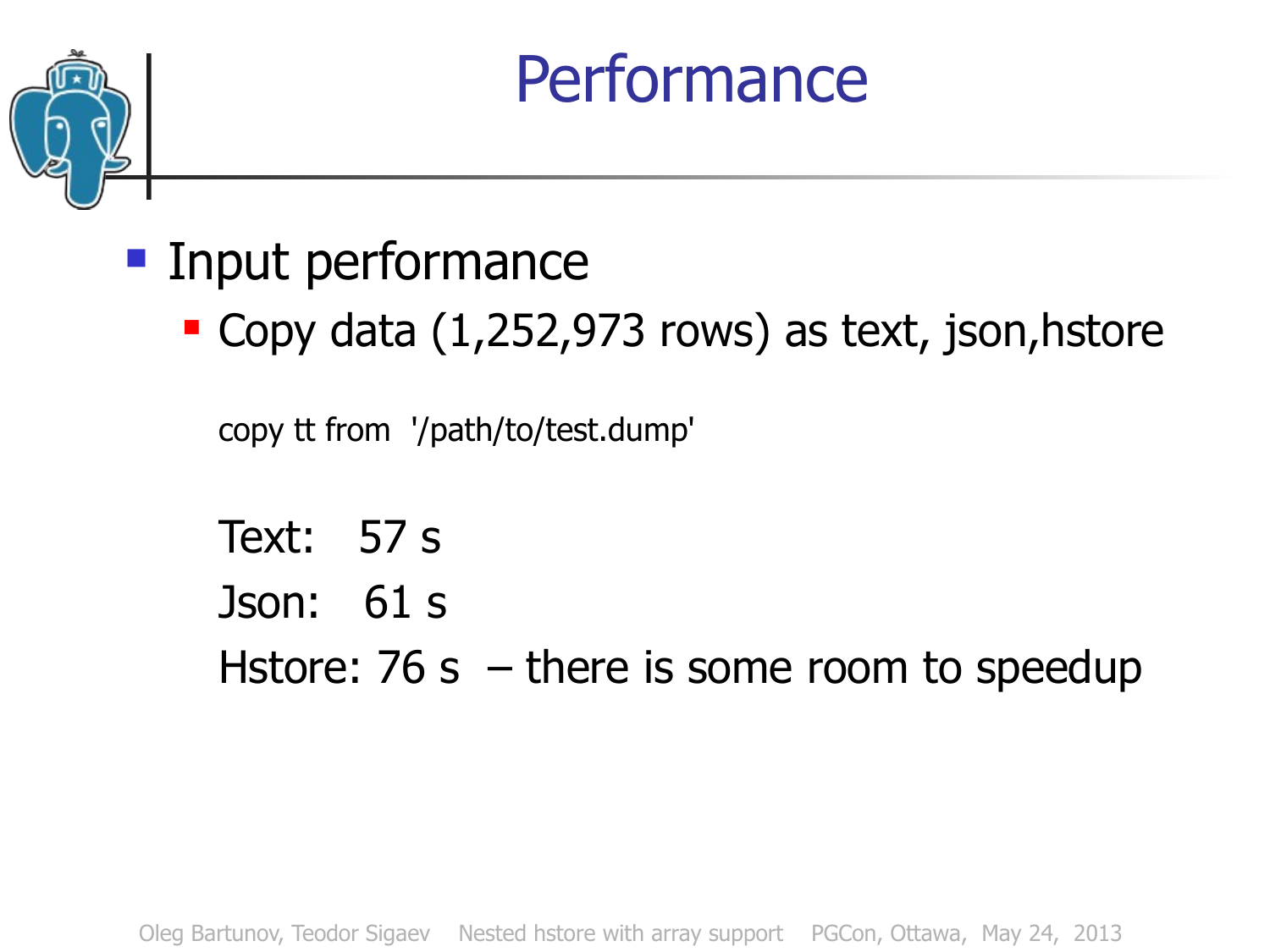# Performance

- Input performance
  - Copy data (1,252,973 rows) as text, json,hstore

```
copy tt from  '/path/to/test.dump'
```

Text:    57 s

Json:    61 s

Hstore: 76 s  – there is some room to speedup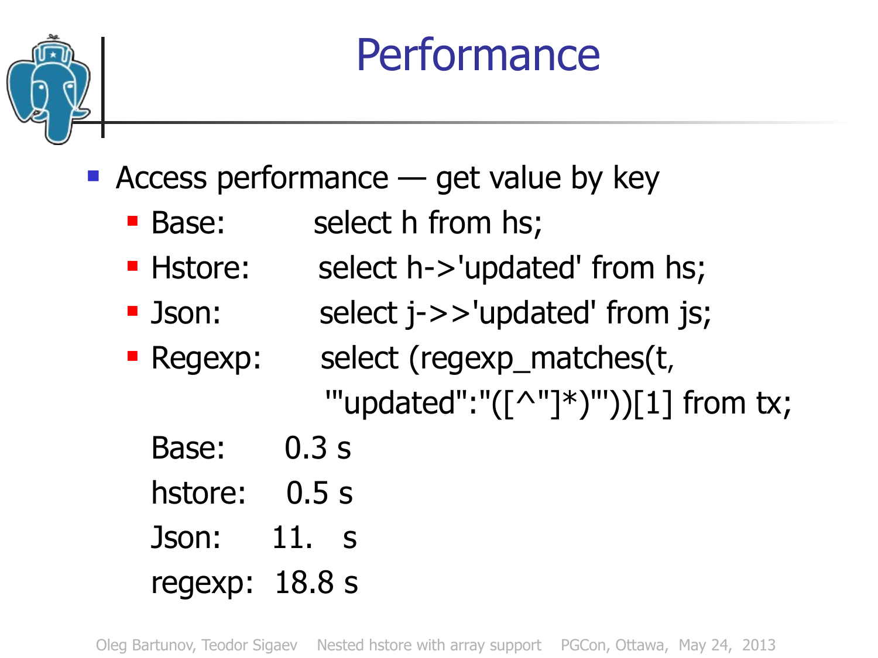# Performance

- Access performance — get value by key
  - Base: select h from hs;
  - Hstore: select h->'updated' from hs;
  - Json: select j->>'updated' from js;
  - Regexp: select (regexp_matches(t, '"updated":"([^"]*)"'))[1] from tx;

  Base: 0.3 s

  hstore: 0.5 s

  Json: 11. s

  regexp: 18.8 s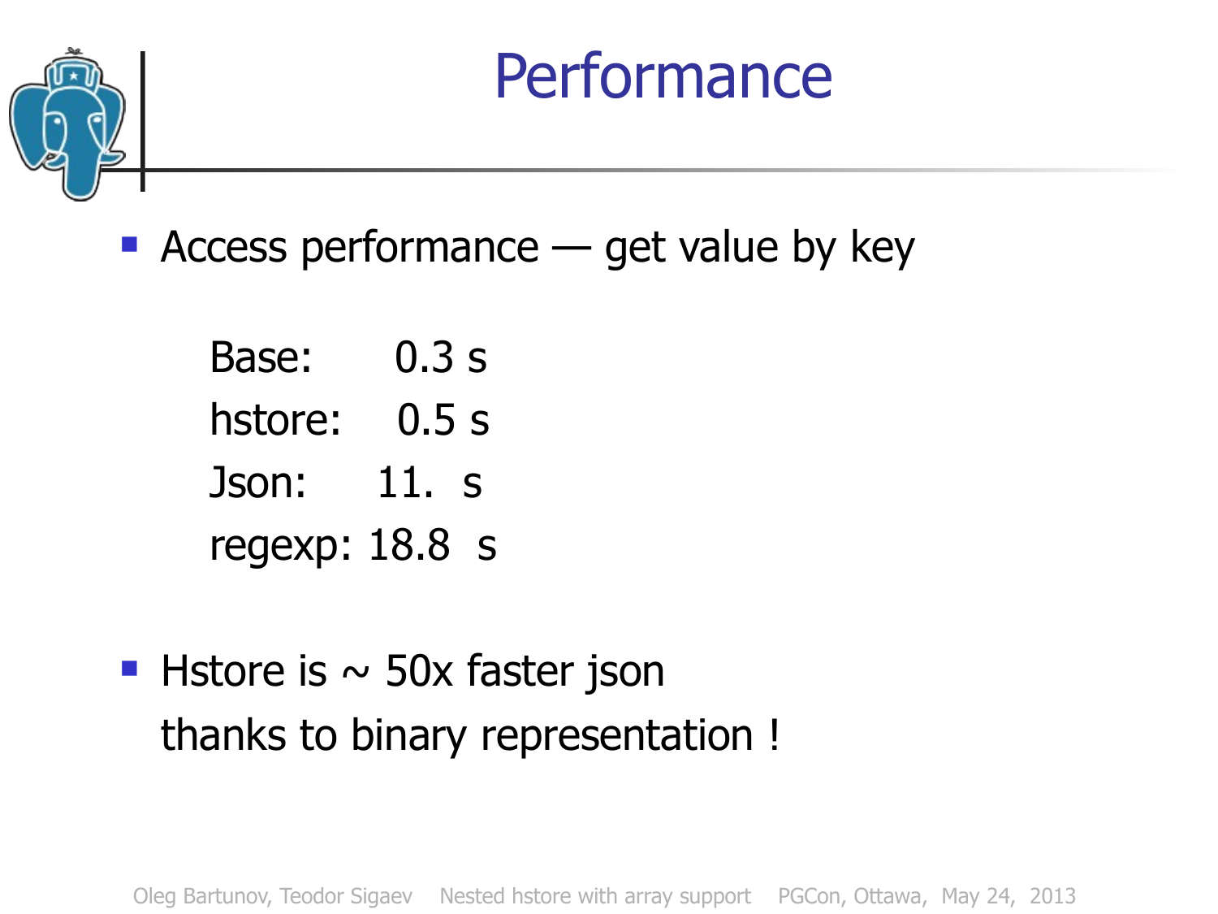# Performance

- Access performance — get value by key

  Base: 0.3 s
  hstore: 0.5 s
  Json: 11. s
  regexp: 18.8 s

- Hstore is ~ 50x faster json
  thanks to binary representation !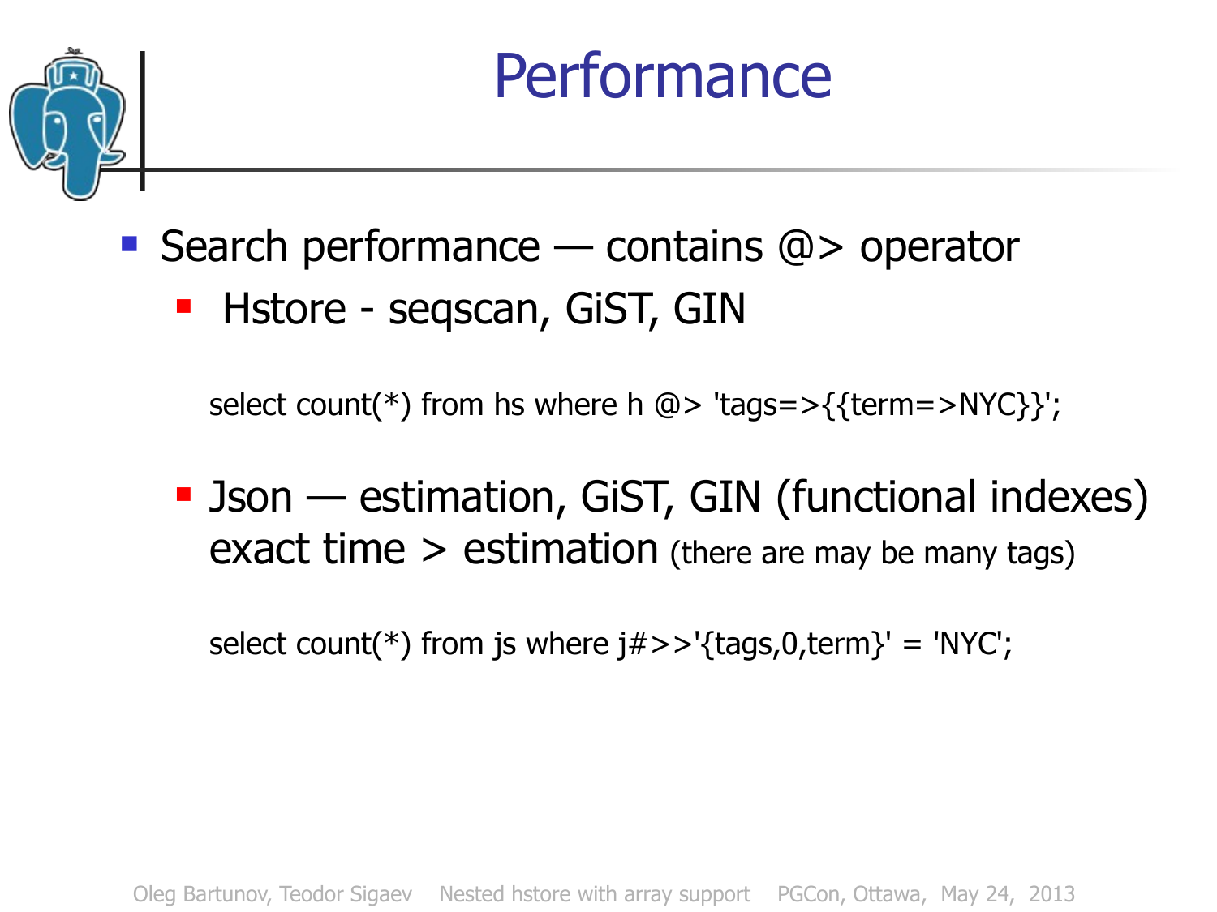# Performance

- Search performance — contains @> operator
  - Hstore - seqscan, GiST, GIN

```
select count(*) from hs where h @> 'tags=>{{term=>NYC}}';
```

  - Json — estimation, GiST, GIN (functional indexes) exact time > estimation (there are may be many tags)

```
select count(*) from js where j#>>'{tags,0,term}' = 'NYC';
```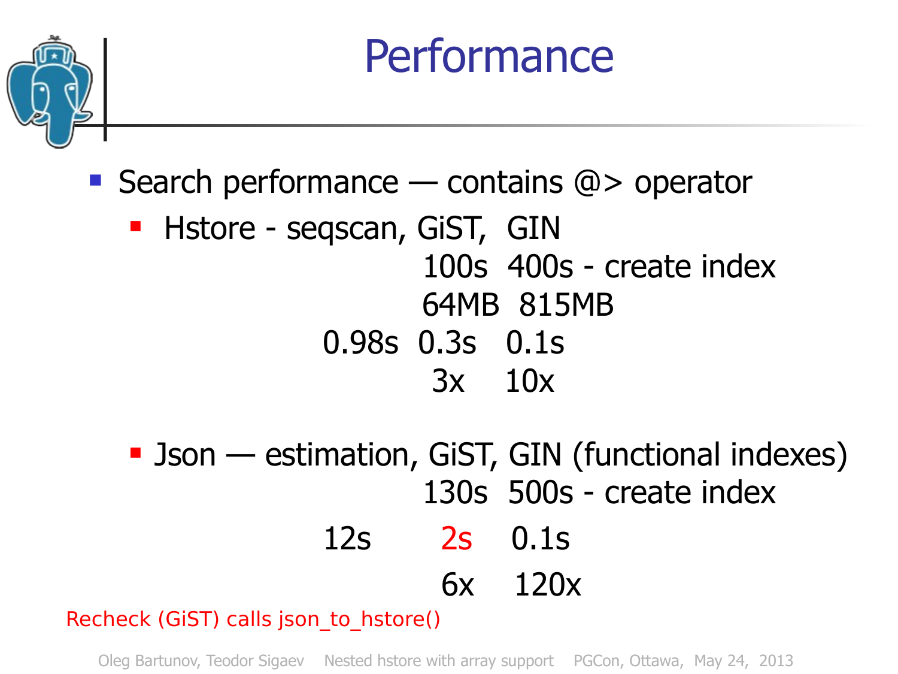# Performance

- Search performance — contains @> operator
  - Hstore - seqscan, GiST, GIN

| | seqscan | GiST | GIN |
|---|---|---|---|
| create index | | 100s | 400s |
| size | | 64MB | 815MB |
| search | 0.98s | 0.3s | 0.1s |
| speedup | | 3x | 10x |

  - Json — estimation, GiST, GIN (functional indexes)

| | estimation | GiST | GIN |
|---|---|---|---|
| create index | | 130s | 500s |
| search | 12s | 2s | 0.1s |
| speedup | | 6x | 120x |

Recheck (GiST) calls json_to_hstore()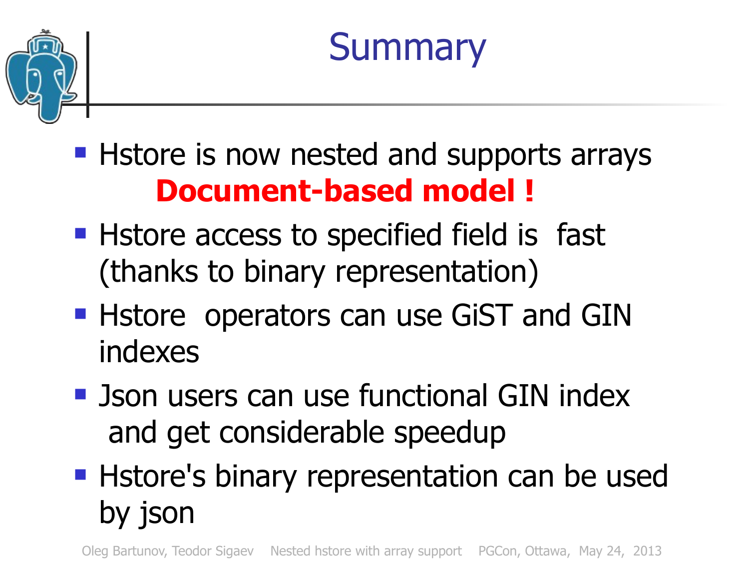# Summary

- Hstore is now nested and supports arrays
  **Document-based model !**
- Hstore access to specified field is fast (thanks to binary representation)
- Hstore operators can use GiST and GIN indexes
- Json users can use functional GIN index and get considerable speedup
- Hstore's binary representation can be used by json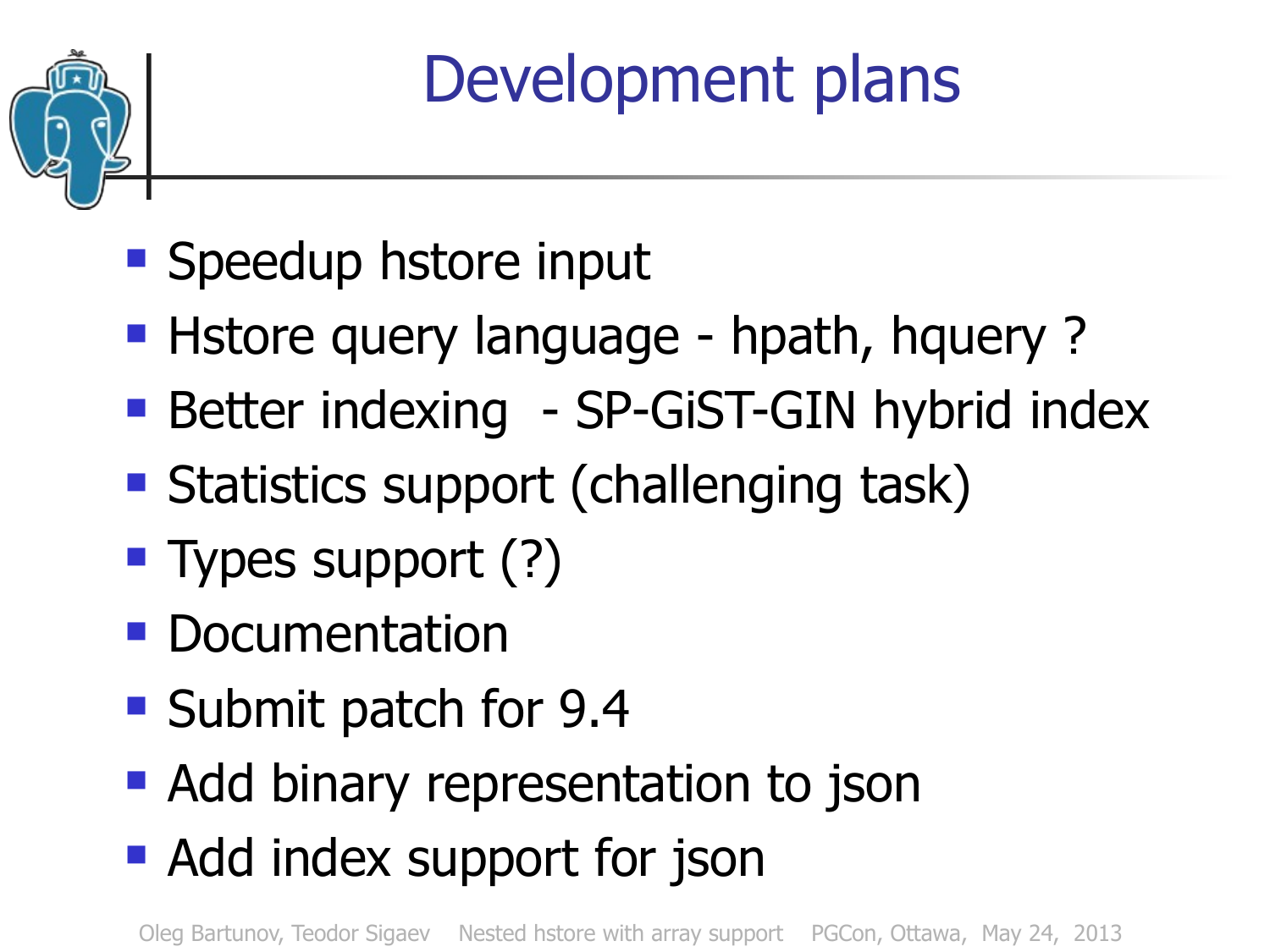# Development plans

- Speedup hstore input
- Hstore query language - hpath, hquery ?
- Better indexing - SP-GiST-GIN hybrid index
- Statistics support (challenging task)
- Types support (?)
- Documentation
- Submit patch for 9.4
- Add binary representation to json
- Add index support for json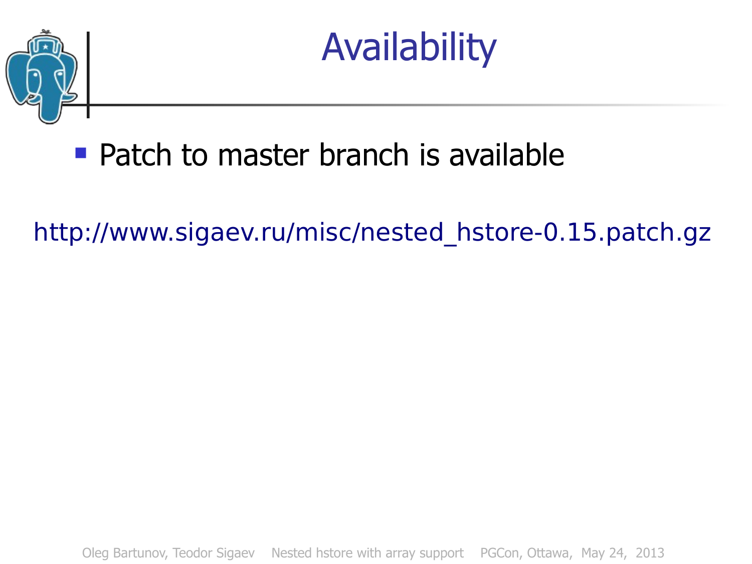# Availability

- Patch to master branch is available

http://www.sigaev.ru/misc/nested_hstore-0.15.patch.gz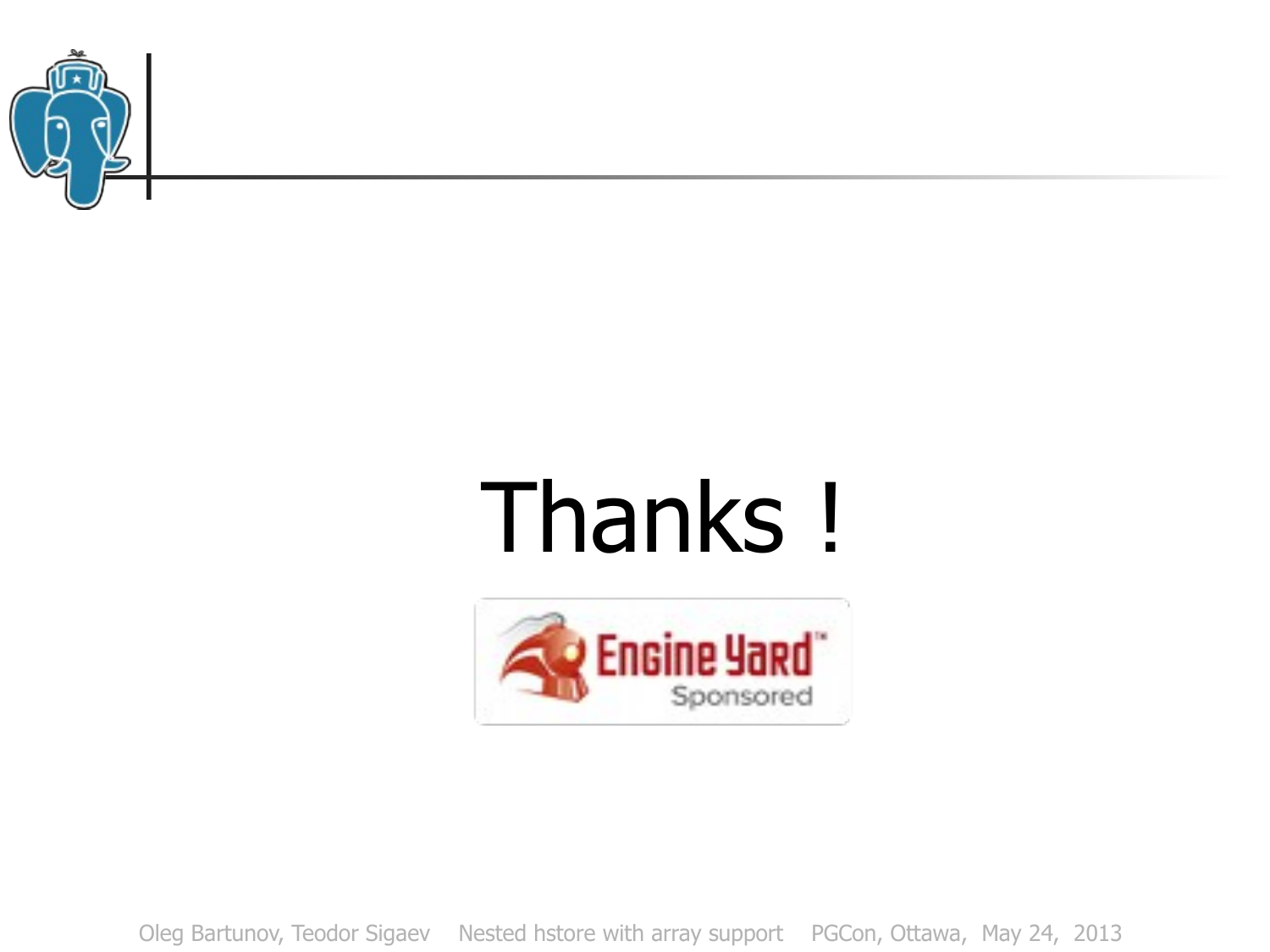# Thanks !

Engine Yard™ Sponsored